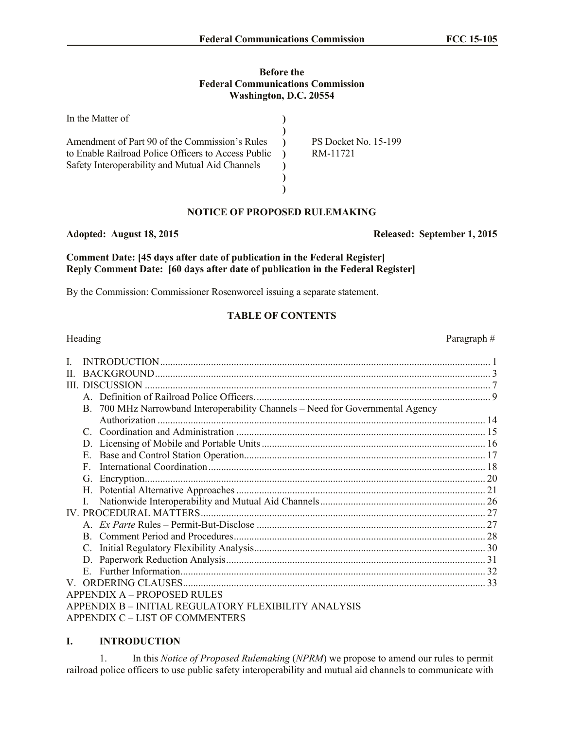**Before the**
**Federal Communications Commission**
**Washington, D.C. 20554**

| In the Matter of | | |
|---|---|---|
| Amendment of Part 90 of the Commission's Rules to Enable Railroad Police Officers to Access Public Safety Interoperability and Mutual Aid Channels | ) | PS Docket No. 15-199<br>RM-11721 |

**NOTICE OF PROPOSED RULEMAKING**

**Adopted: August 18, 2015** | **Released: September 1, 2015**

**Comment Date: [45 days after date of publication in the Federal Register]**
**Reply Comment Date: [60 days after date of publication in the Federal Register]**

By the Commission: Commissioner Rosenworcel issuing a separate statement.

**TABLE OF CONTENTS**

| Heading | Paragraph # |
|---|---|
| I. INTRODUCTION | 1 |
| II. BACKGROUND | 3 |
| III. DISCUSSION | 7 |
| A. Definition of Railroad Police Officers. | 9 |
| B. 700 MHz Narrowband Interoperability Channels – Need for Governmental Agency Authorization | 14 |
| C. Coordination and Administration | 15 |
| D. Licensing of Mobile and Portable Units | 16 |
| E. Base and Control Station Operation | 17 |
| F. International Coordination | 18 |
| G. Encryption | 20 |
| H. Potential Alternative Approaches | 21 |
| I. Nationwide Interoperability and Mutual Aid Channels | 26 |
| IV. PROCEDURAL MATTERS | 27 |
| A. *Ex Parte* Rules – Permit-But-Disclose | 27 |
| B. Comment Period and Procedures | 28 |
| C. Initial Regulatory Flexibility Analysis | 30 |
| D. Paperwork Reduction Analysis | 31 |
| E. Further Information | 32 |
| V. ORDERING CLAUSES | 33 |
| APPENDIX A – PROPOSED RULES | |
| APPENDIX B – INITIAL REGULATORY FLEXIBILITY ANALYSIS | |
| APPENDIX C – LIST OF COMMENTERS | |

## I. INTRODUCTION

1. In this *Notice of Proposed Rulemaking* (*NPRM*) we propose to amend our rules to permit railroad police officers to use public safety interoperability and mutual aid channels to communicate with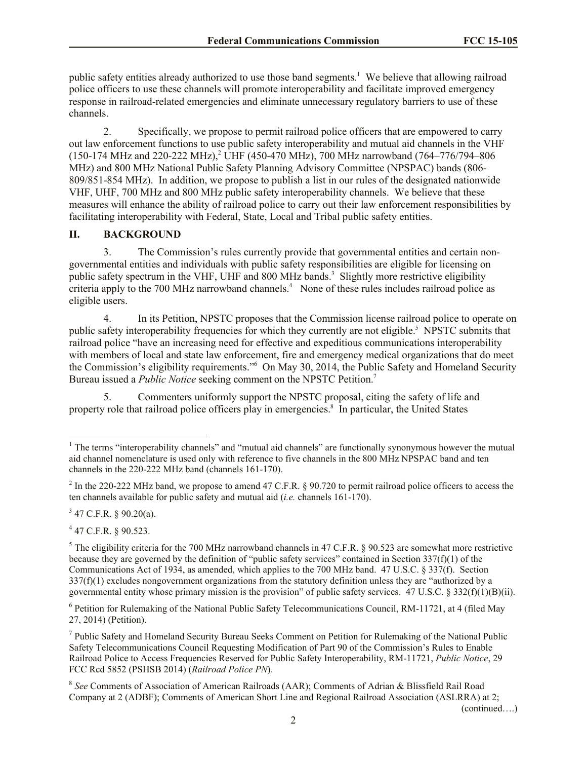public safety entities already authorized to use those band segments.[1] We believe that allowing railroad police officers to use these channels will promote interoperability and facilitate improved emergency response in railroad-related emergencies and eliminate unnecessary regulatory barriers to use of these channels.

2. Specifically, we propose to permit railroad police officers that are empowered to carry out law enforcement functions to use public safety interoperability and mutual aid channels in the VHF (150-174 MHz and 220-222 MHz),[2] UHF (450-470 MHz), 700 MHz narrowband (764–776/794–806 MHz) and 800 MHz National Public Safety Planning Advisory Committee (NPSPAC) bands (806-809/851-854 MHz). In addition, we propose to publish a list in our rules of the designated nationwide VHF, UHF, 700 MHz and 800 MHz public safety interoperability channels. We believe that these measures will enhance the ability of railroad police to carry out their law enforcement responsibilities by facilitating interoperability with Federal, State, Local and Tribal public safety entities.

## II. BACKGROUND

3. The Commission's rules currently provide that governmental entities and certain non-governmental entities and individuals with public safety responsibilities are eligible for licensing on public safety spectrum in the VHF, UHF and 800 MHz bands.[3] Slightly more restrictive eligibility criteria apply to the 700 MHz narrowband channels.[4] None of these rules includes railroad police as eligible users.

4. In its Petition, NPSTC proposes that the Commission license railroad police to operate on public safety interoperability frequencies for which they currently are not eligible.[5] NPSTC submits that railroad police "have an increasing need for effective and expeditious communications interoperability with members of local and state law enforcement, fire and emergency medical organizations that do meet the Commission's eligibility requirements."[6] On May 30, 2014, the Public Safety and Homeland Security Bureau issued a *Public Notice* seeking comment on the NPSTC Petition.[7]

5. Commenters uniformly support the NPSTC proposal, citing the safety of life and property role that railroad police officers play in emergencies.[8] In particular, the United States

---

[1] The terms "interoperability channels" and "mutual aid channels" are functionally synonymous however the mutual aid channel nomenclature is used only with reference to five channels in the 800 MHz NPSPAC band and ten channels in the 220-222 MHz band (channels 161-170).

[2] In the 220-222 MHz band, we propose to amend 47 C.F.R. § 90.720 to permit railroad police officers to access the ten channels available for public safety and mutual aid (*i.e.* channels 161-170).

[3] 47 C.F.R. § 90.20(a).

[4] 47 C.F.R. § 90.523.

[5] The eligibility criteria for the 700 MHz narrowband channels in 47 C.F.R. § 90.523 are somewhat more restrictive because they are governed by the definition of "public safety services" contained in Section 337(f)(1) of the Communications Act of 1934, as amended, which applies to the 700 MHz band. 47 U.S.C. § 337(f). Section 337(f)(1) excludes nongovernment organizations from the statutory definition unless they are "authorized by a governmental entity whose primary mission is the provision" of public safety services. 47 U.S.C. § 332(f)(1)(B)(ii).

[6] Petition for Rulemaking of the National Public Safety Telecommunications Council, RM-11721, at 4 (filed May 27, 2014) (Petition).

[7] Public Safety and Homeland Security Bureau Seeks Comment on Petition for Rulemaking of the National Public Safety Telecommunications Council Requesting Modification of Part 90 of the Commission's Rules to Enable Railroad Police to Access Frequencies Reserved for Public Safety Interoperability, RM-11721, *Public Notice*, 29 FCC Rcd 5852 (PSHSB 2014) (*Railroad Police PN*).

[8] *See* Comments of Association of American Railroads (AAR); Comments of Adrian & Blissfield Rail Road Company at 2 (ADBF); Comments of American Short Line and Regional Railroad Association (ASLRRA) at 2;

(continued….)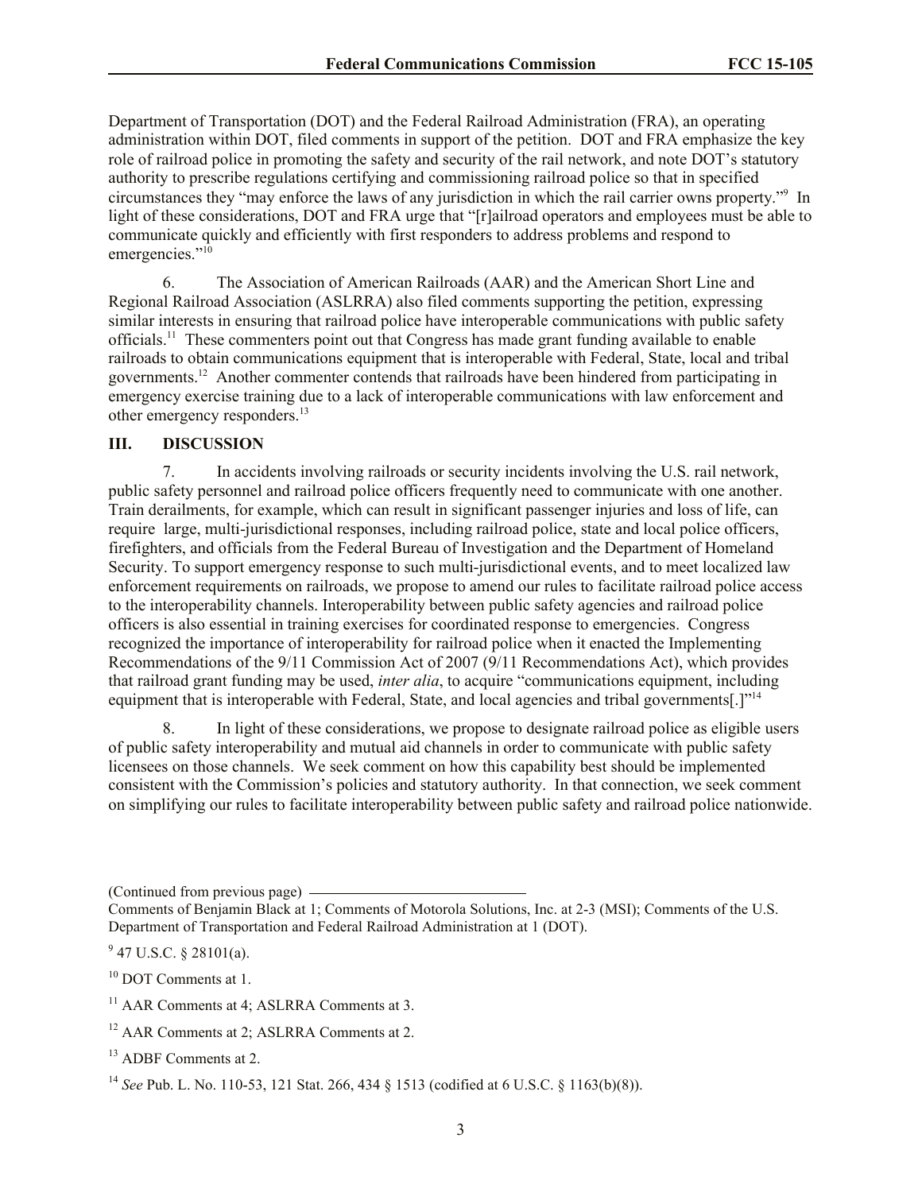Department of Transportation (DOT) and the Federal Railroad Administration (FRA), an operating administration within DOT, filed comments in support of the petition. DOT and FRA emphasize the key role of railroad police in promoting the safety and security of the rail network, and note DOT's statutory authority to prescribe regulations certifying and commissioning railroad police so that in specified circumstances they "may enforce the laws of any jurisdiction in which the rail carrier owns property."[9] In light of these considerations, DOT and FRA urge that "[r]ailroad operators and employees must be able to communicate quickly and efficiently with first responders to address problems and respond to emergencies."[10]

6. The Association of American Railroads (AAR) and the American Short Line and Regional Railroad Association (ASLRRA) also filed comments supporting the petition, expressing similar interests in ensuring that railroad police have interoperable communications with public safety officials.[11] These commenters point out that Congress has made grant funding available to enable railroads to obtain communications equipment that is interoperable with Federal, State, local and tribal governments.[12] Another commenter contends that railroads have been hindered from participating in emergency exercise training due to a lack of interoperable communications with law enforcement and other emergency responders.[13]

## III. DISCUSSION

7. In accidents involving railroads or security incidents involving the U.S. rail network, public safety personnel and railroad police officers frequently need to communicate with one another. Train derailments, for example, which can result in significant passenger injuries and loss of life, can require large, multi-jurisdictional responses, including railroad police, state and local police officers, firefighters, and officials from the Federal Bureau of Investigation and the Department of Homeland Security. To support emergency response to such multi-jurisdictional events, and to meet localized law enforcement requirements on railroads, we propose to amend our rules to facilitate railroad police access to the interoperability channels. Interoperability between public safety agencies and railroad police officers is also essential in training exercises for coordinated response to emergencies. Congress recognized the importance of interoperability for railroad police when it enacted the Implementing Recommendations of the 9/11 Commission Act of 2007 (9/11 Recommendations Act), which provides that railroad grant funding may be used, *inter alia*, to acquire "communications equipment, including equipment that is interoperable with Federal, State, and local agencies and tribal governments[.]"[14]

8. In light of these considerations, we propose to designate railroad police as eligible users of public safety interoperability and mutual aid channels in order to communicate with public safety licensees on those channels. We seek comment on how this capability best should be implemented consistent with the Commission's policies and statutory authority. In that connection, we seek comment on simplifying our rules to facilitate interoperability between public safety and railroad police nationwide.

(Continued from previous page)
Comments of Benjamin Black at 1; Comments of Motorola Solutions, Inc. at 2-3 (MSI); Comments of the U.S. Department of Transportation and Federal Railroad Administration at 1 (DOT).

[9] 47 U.S.C. § 28101(a).

[10] DOT Comments at 1.

[11] AAR Comments at 4; ASLRRA Comments at 3.

[12] AAR Comments at 2; ASLRRA Comments at 2.

[13] ADBF Comments at 2.

[14] *See* Pub. L. No. 110-53, 121 Stat. 266, 434 § 1513 (codified at 6 U.S.C. § 1163(b)(8)).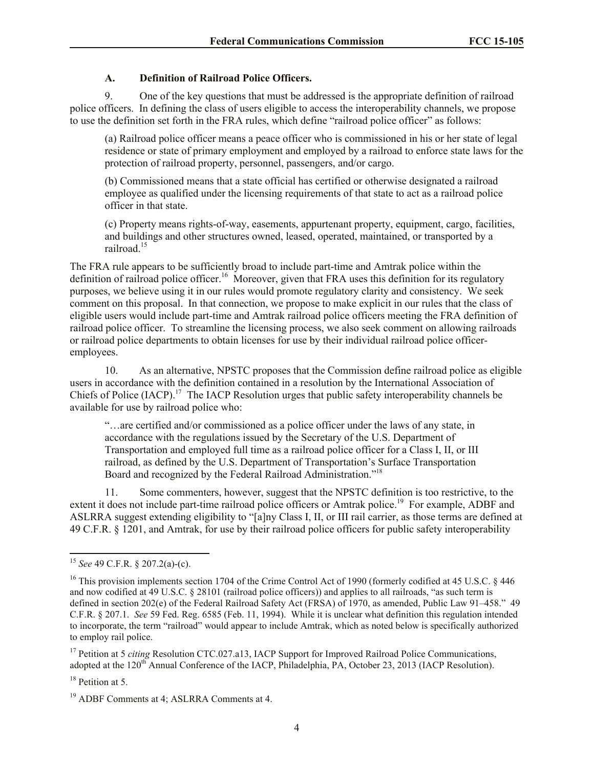### A. Definition of Railroad Police Officers.

9. One of the key questions that must be addressed is the appropriate definition of railroad police officers. In defining the class of users eligible to access the interoperability channels, we propose to use the definition set forth in the FRA rules, which define "railroad police officer" as follows:

> (a) Railroad police officer means a peace officer who is commissioned in his or her state of legal residence or state of primary employment and employed by a railroad to enforce state laws for the protection of railroad property, personnel, passengers, and/or cargo.
>
> (b) Commissioned means that a state official has certified or otherwise designated a railroad employee as qualified under the licensing requirements of that state to act as a railroad police officer in that state.
>
> (c) Property means rights-of-way, easements, appurtenant property, equipment, cargo, facilities, and buildings and other structures owned, leased, operated, maintained, or transported by a railroad.[15]

The FRA rule appears to be sufficiently broad to include part-time and Amtrak police within the definition of railroad police officer.[16] Moreover, given that FRA uses this definition for its regulatory purposes, we believe using it in our rules would promote regulatory clarity and consistency. We seek comment on this proposal. In that connection, we propose to make explicit in our rules that the class of eligible users would include part-time and Amtrak railroad police officers meeting the FRA definition of railroad police officer. To streamline the licensing process, we also seek comment on allowing railroads or railroad police departments to obtain licenses for use by their individual railroad police officer-employees.

10. As an alternative, NPSTC proposes that the Commission define railroad police as eligible users in accordance with the definition contained in a resolution by the International Association of Chiefs of Police (IACP).[17] The IACP Resolution urges that public safety interoperability channels be available for use by railroad police who:

> "…are certified and/or commissioned as a police officer under the laws of any state, in accordance with the regulations issued by the Secretary of the U.S. Department of Transportation and employed full time as a railroad police officer for a Class I, II, or III railroad, as defined by the U.S. Department of Transportation's Surface Transportation Board and recognized by the Federal Railroad Administration."[18]

11. Some commenters, however, suggest that the NPSTC definition is too restrictive, to the extent it does not include part-time railroad police officers or Amtrak police.[19] For example, ADBF and ASLRRA suggest extending eligibility to "[a]ny Class I, II, or III rail carrier, as those terms are defined at 49 C.F.R. § 1201, and Amtrak, for use by their railroad police officers for public safety interoperability

---

[15] *See* 49 C.F.R. § 207.2(a)-(c).

[16] This provision implements section 1704 of the Crime Control Act of 1990 (formerly codified at 45 U.S.C. § 446 and now codified at 49 U.S.C. § 28101 (railroad police officers)) and applies to all railroads, "as such term is defined in section 202(e) of the Federal Railroad Safety Act (FRSA) of 1970, as amended, Public Law 91–458." 49 C.F.R. § 207.1. *See* 59 Fed. Reg. 6585 (Feb. 11, 1994). While it is unclear what definition this regulation intended to incorporate, the term "railroad" would appear to include Amtrak, which as noted below is specifically authorized to employ rail police.

[17] Petition at 5 *citing* Resolution CTC.027.a13, IACP Support for Improved Railroad Police Communications, adopted at the 120th Annual Conference of the IACP, Philadelphia, PA, October 23, 2013 (IACP Resolution).

[18] Petition at 5.

[19] ADBF Comments at 4; ASLRRA Comments at 4.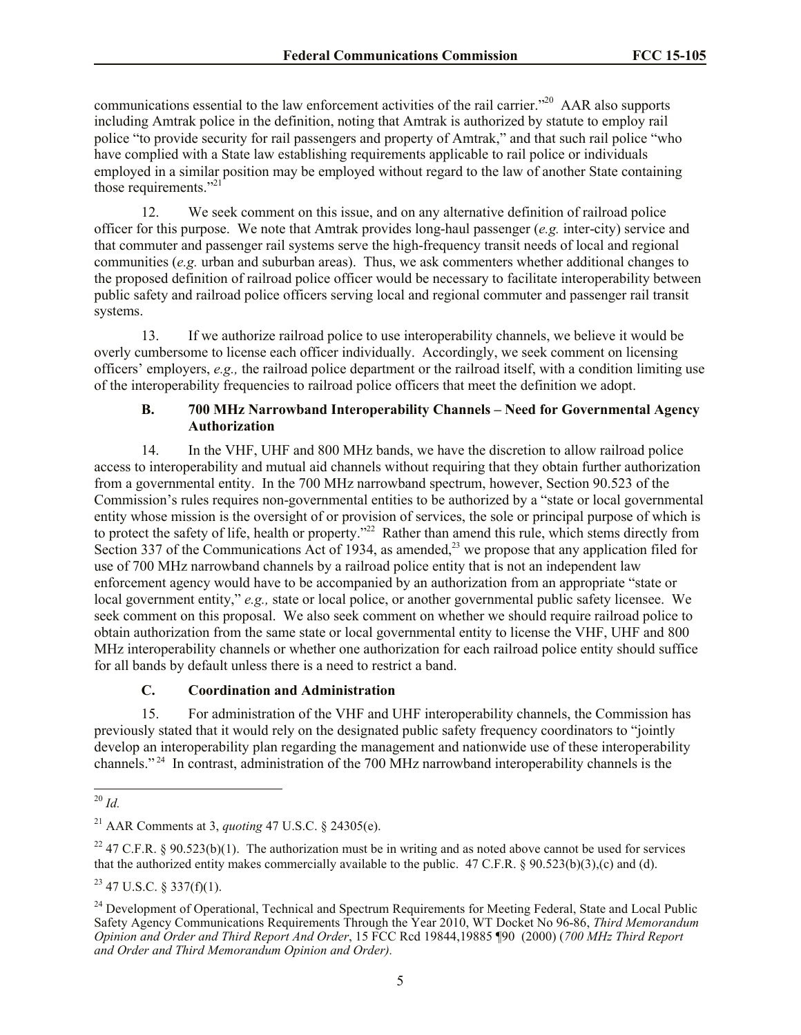communications essential to the law enforcement activities of the rail carrier."[20] AAR also supports including Amtrak police in the definition, noting that Amtrak is authorized by statute to employ rail police "to provide security for rail passengers and property of Amtrak," and that such rail police "who have complied with a State law establishing requirements applicable to rail police or individuals employed in a similar position may be employed without regard to the law of another State containing those requirements."[21]

12. We seek comment on this issue, and on any alternative definition of railroad police officer for this purpose. We note that Amtrak provides long-haul passenger (*e.g.* inter-city) service and that commuter and passenger rail systems serve the high-frequency transit needs of local and regional communities (*e.g.* urban and suburban areas). Thus, we ask commenters whether additional changes to the proposed definition of railroad police officer would be necessary to facilitate interoperability between public safety and railroad police officers serving local and regional commuter and passenger rail transit systems.

13. If we authorize railroad police to use interoperability channels, we believe it would be overly cumbersome to license each officer individually. Accordingly, we seek comment on licensing officers' employers, *e.g.,* the railroad police department or the railroad itself, with a condition limiting use of the interoperability frequencies to railroad police officers that meet the definition we adopt.

### B. 700 MHz Narrowband Interoperability Channels – Need for Governmental Agency Authorization

14. In the VHF, UHF and 800 MHz bands, we have the discretion to allow railroad police access to interoperability and mutual aid channels without requiring that they obtain further authorization from a governmental entity. In the 700 MHz narrowband spectrum, however, Section 90.523 of the Commission's rules requires non-governmental entities to be authorized by a "state or local governmental entity whose mission is the oversight of or provision of services, the sole or principal purpose of which is to protect the safety of life, health or property."[22] Rather than amend this rule, which stems directly from Section 337 of the Communications Act of 1934, as amended,[23] we propose that any application filed for use of 700 MHz narrowband channels by a railroad police entity that is not an independent law enforcement agency would have to be accompanied by an authorization from an appropriate "state or local government entity," *e.g.,* state or local police, or another governmental public safety licensee. We seek comment on this proposal. We also seek comment on whether we should require railroad police to obtain authorization from the same state or local governmental entity to license the VHF, UHF and 800 MHz interoperability channels or whether one authorization for each railroad police entity should suffice for all bands by default unless there is a need to restrict a band.

### C. Coordination and Administration

15. For administration of the VHF and UHF interoperability channels, the Commission has previously stated that it would rely on the designated public safety frequency coordinators to "jointly develop an interoperability plan regarding the management and nationwide use of these interoperability channels."[24] In contrast, administration of the 700 MHz narrowband interoperability channels is the

---

[20] *Id.*

[21] AAR Comments at 3, *quoting* 47 U.S.C. § 24305(e).

[22] 47 C.F.R. § 90.523(b)(1). The authorization must be in writing and as noted above cannot be used for services that the authorized entity makes commercially available to the public. 47 C.F.R. § 90.523(b)(3),(c) and (d).

[23] 47 U.S.C. § 337(f)(1).

[24] Development of Operational, Technical and Spectrum Requirements for Meeting Federal, State and Local Public Safety Agency Communications Requirements Through the Year 2010, WT Docket No 96-86, *Third Memorandum Opinion and Order and Third Report And Order*, 15 FCC Rcd 19844,19885 ¶90 (2000) (*700 MHz Third Report and Order and Third Memorandum Opinion and Order).*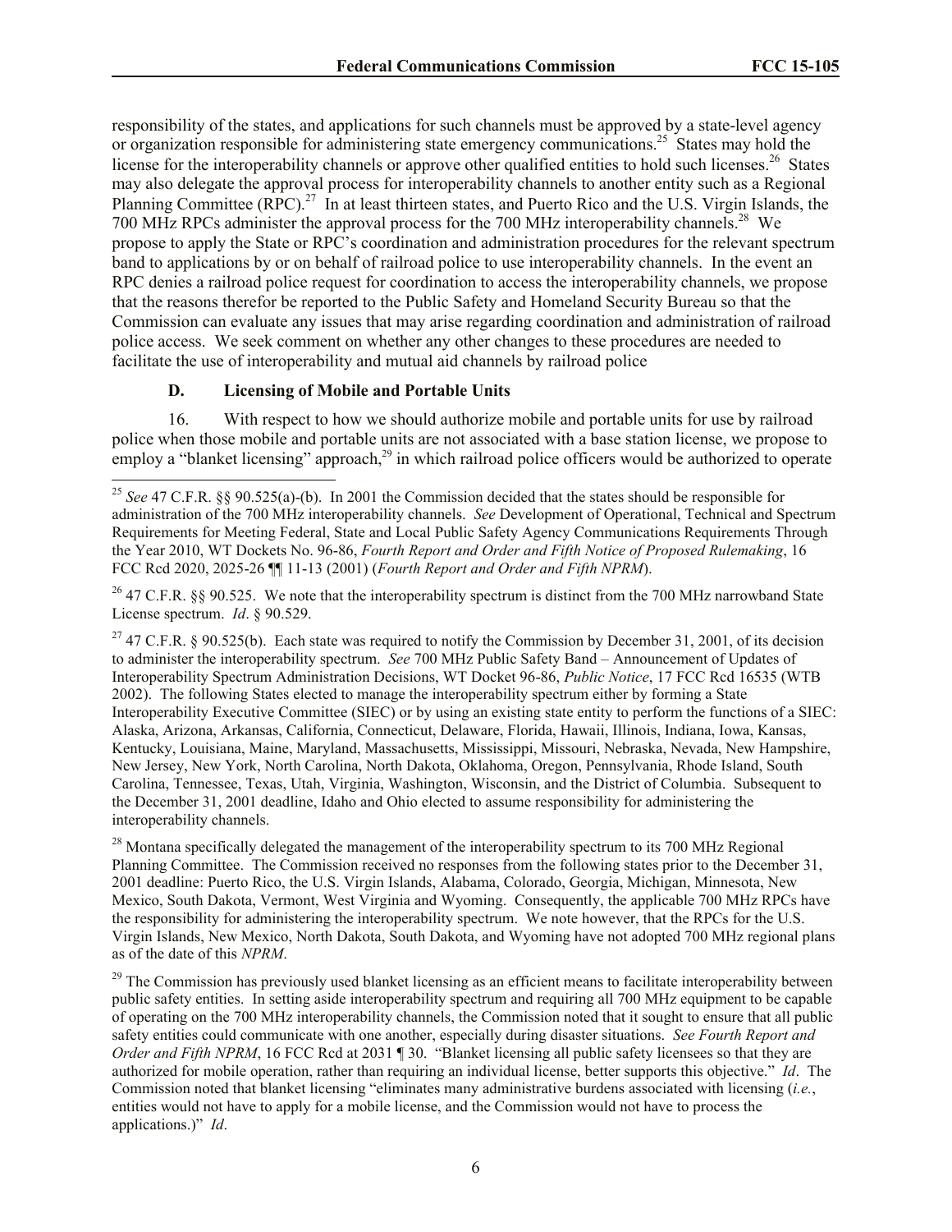responsibility of the states, and applications for such channels must be approved by a state-level agency or organization responsible for administering state emergency communications.[25] States may hold the license for the interoperability channels or approve other qualified entities to hold such licenses.[26] States may also delegate the approval process for interoperability channels to another entity such as a Regional Planning Committee (RPC).[27] In at least thirteen states, and Puerto Rico and the U.S. Virgin Islands, the 700 MHz RPCs administer the approval process for the 700 MHz interoperability channels.[28] We propose to apply the State or RPC's coordination and administration procedures for the relevant spectrum band to applications by or on behalf of railroad police to use interoperability channels. In the event an RPC denies a railroad police request for coordination to access the interoperability channels, we propose that the reasons therefor be reported to the Public Safety and Homeland Security Bureau so that the Commission can evaluate any issues that may arise regarding coordination and administration of railroad police access. We seek comment on whether any other changes to these procedures are needed to facilitate the use of interoperability and mutual aid channels by railroad police

### D. Licensing of Mobile and Portable Units

16. With respect to how we should authorize mobile and portable units for use by railroad police when those mobile and portable units are not associated with a base station license, we propose to employ a "blanket licensing" approach,[29] in which railroad police officers would be authorized to operate

---

[25] *See* 47 C.F.R. §§ 90.525(a)-(b). In 2001 the Commission decided that the states should be responsible for administration of the 700 MHz interoperability channels. *See* Development of Operational, Technical and Spectrum Requirements for Meeting Federal, State and Local Public Safety Agency Communications Requirements Through the Year 2010, WT Dockets No. 96-86, *Fourth Report and Order and Fifth Notice of Proposed Rulemaking*, 16 FCC Rcd 2020, 2025-26 ¶¶ 11-13 (2001) (*Fourth Report and Order and Fifth NPRM*).

[26] 47 C.F.R. §§ 90.525. We note that the interoperability spectrum is distinct from the 700 MHz narrowband State License spectrum. *Id*. § 90.529.

[27] 47 C.F.R. § 90.525(b). Each state was required to notify the Commission by December 31, 2001, of its decision to administer the interoperability spectrum. *See* 700 MHz Public Safety Band – Announcement of Updates of Interoperability Spectrum Administration Decisions, WT Docket 96-86, *Public Notice*, 17 FCC Rcd 16535 (WTB 2002). The following States elected to manage the interoperability spectrum either by forming a State Interoperability Executive Committee (SIEC) or by using an existing state entity to perform the functions of a SIEC: Alaska, Arizona, Arkansas, California, Connecticut, Delaware, Florida, Hawaii, Illinois, Indiana, Iowa, Kansas, Kentucky, Louisiana, Maine, Maryland, Massachusetts, Mississippi, Missouri, Nebraska, Nevada, New Hampshire, New Jersey, New York, North Carolina, North Dakota, Oklahoma, Oregon, Pennsylvania, Rhode Island, South Carolina, Tennessee, Texas, Utah, Virginia, Washington, Wisconsin, and the District of Columbia. Subsequent to the December 31, 2001 deadline, Idaho and Ohio elected to assume responsibility for administering the interoperability channels.

[28] Montana specifically delegated the management of the interoperability spectrum to its 700 MHz Regional Planning Committee. The Commission received no responses from the following states prior to the December 31, 2001 deadline: Puerto Rico, the U.S. Virgin Islands, Alabama, Colorado, Georgia, Michigan, Minnesota, New Mexico, South Dakota, Vermont, West Virginia and Wyoming. Consequently, the applicable 700 MHz RPCs have the responsibility for administering the interoperability spectrum. We note however, that the RPCs for the U.S. Virgin Islands, New Mexico, North Dakota, South Dakota, and Wyoming have not adopted 700 MHz regional plans as of the date of this *NPRM*.

[29] The Commission has previously used blanket licensing as an efficient means to facilitate interoperability between public safety entities. In setting aside interoperability spectrum and requiring all 700 MHz equipment to be capable of operating on the 700 MHz interoperability channels, the Commission noted that it sought to ensure that all public safety entities could communicate with one another, especially during disaster situations. *See Fourth Report and Order and Fifth NPRM*, 16 FCC Rcd at 2031 ¶ 30. "Blanket licensing all public safety licensees so that they are authorized for mobile operation, rather than requiring an individual license, better supports this objective." *Id*. The Commission noted that blanket licensing "eliminates many administrative burdens associated with licensing (*i.e.*, entities would not have to apply for a mobile license, and the Commission would not have to process the applications.)" *Id*.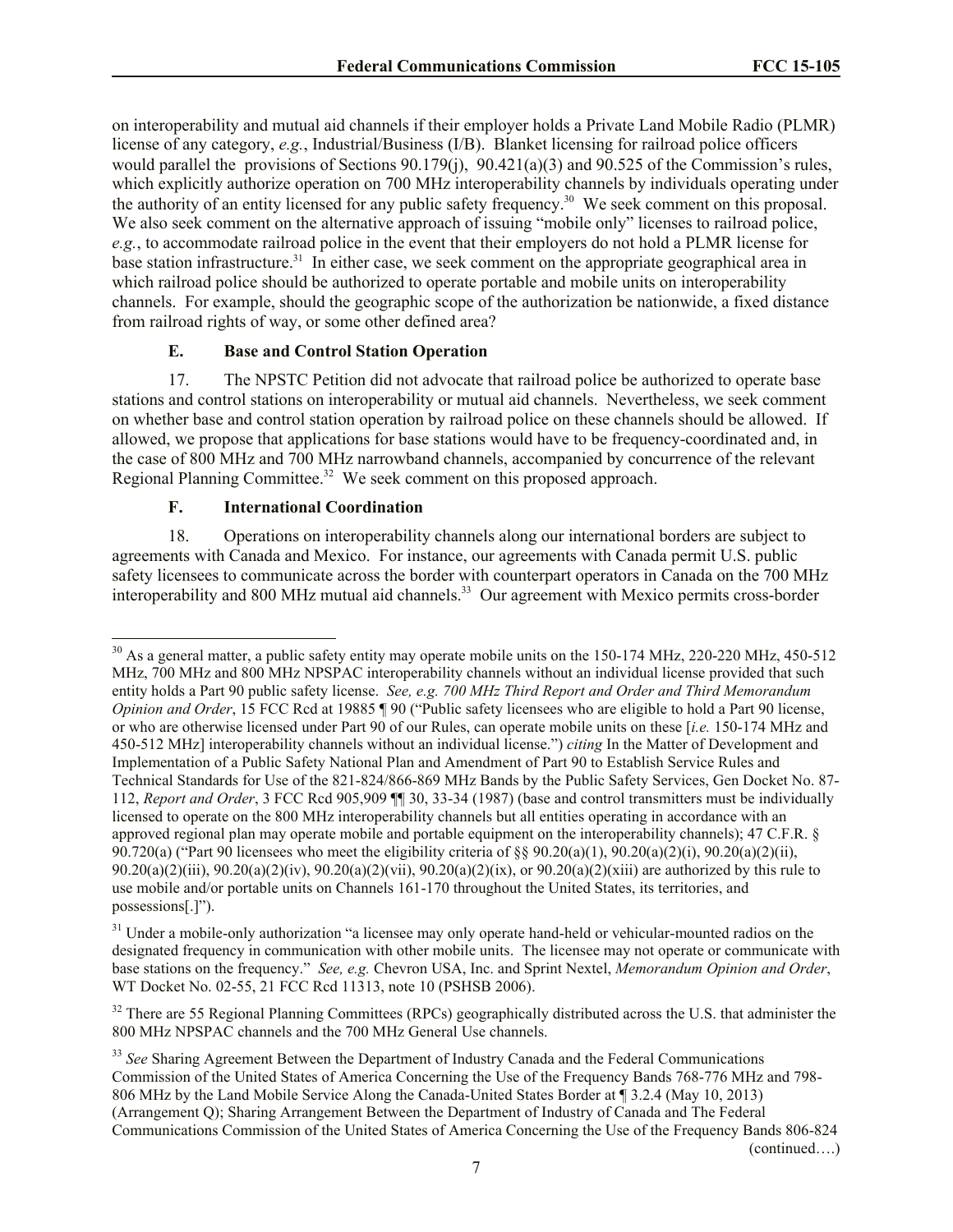on interoperability and mutual aid channels if their employer holds a Private Land Mobile Radio (PLMR) license of any category, *e.g.*, Industrial/Business (I/B). Blanket licensing for railroad police officers would parallel the provisions of Sections 90.179(j), 90.421(a)(3) and 90.525 of the Commission's rules, which explicitly authorize operation on 700 MHz interoperability channels by individuals operating under the authority of an entity licensed for any public safety frequency.[30] We seek comment on this proposal. We also seek comment on the alternative approach of issuing "mobile only" licenses to railroad police, *e.g.*, to accommodate railroad police in the event that their employers do not hold a PLMR license for base station infrastructure.[31] In either case, we seek comment on the appropriate geographical area in which railroad police should be authorized to operate portable and mobile units on interoperability channels. For example, should the geographic scope of the authorization be nationwide, a fixed distance from railroad rights of way, or some other defined area?

### E. Base and Control Station Operation

17. The NPSTC Petition did not advocate that railroad police be authorized to operate base stations and control stations on interoperability or mutual aid channels. Nevertheless, we seek comment on whether base and control station operation by railroad police on these channels should be allowed. If allowed, we propose that applications for base stations would have to be frequency-coordinated and, in the case of 800 MHz and 700 MHz narrowband channels, accompanied by concurrence of the relevant Regional Planning Committee.[32] We seek comment on this proposed approach.

### F. International Coordination

18. Operations on interoperability channels along our international borders are subject to agreements with Canada and Mexico. For instance, our agreements with Canada permit U.S. public safety licensees to communicate across the border with counterpart operators in Canada on the 700 MHz interoperability and 800 MHz mutual aid channels.[33] Our agreement with Mexico permits cross-border

---

[30] As a general matter, a public safety entity may operate mobile units on the 150-174 MHz, 220-220 MHz, 450-512 MHz, 700 MHz and 800 MHz NPSPAC interoperability channels without an individual license provided that such entity holds a Part 90 public safety license. *See, e.g. 700 MHz Third Report and Order and Third Memorandum Opinion and Order*, 15 FCC Rcd at 19885 ¶ 90 ("Public safety licensees who are eligible to hold a Part 90 license, or who are otherwise licensed under Part 90 of our Rules, can operate mobile units on these [*i.e.* 150-174 MHz and 450-512 MHz] interoperability channels without an individual license.") *citing* In the Matter of Development and Implementation of a Public Safety National Plan and Amendment of Part 90 to Establish Service Rules and Technical Standards for Use of the 821-824/866-869 MHz Bands by the Public Safety Services, Gen Docket No. 87-112, *Report and Order*, 3 FCC Rcd 905,909 ¶¶ 30, 33-34 (1987) (base and control transmitters must be individually licensed to operate on the 800 MHz interoperability channels but all entities operating in accordance with an approved regional plan may operate mobile and portable equipment on the interoperability channels); 47 C.F.R. § 90.720(a) ("Part 90 licensees who meet the eligibility criteria of §§ 90.20(a)(1), 90.20(a)(2)(i), 90.20(a)(2)(ii), 90.20(a)(2)(iii), 90.20(a)(2)(iv), 90.20(a)(2)(vii), 90.20(a)(2)(ix), or 90.20(a)(2)(xiii) are authorized by this rule to use mobile and/or portable units on Channels 161-170 throughout the United States, its territories, and possessions[.]").

[31] Under a mobile-only authorization "a licensee may only operate hand-held or vehicular-mounted radios on the designated frequency in communication with other mobile units. The licensee may not operate or communicate with base stations on the frequency." *See, e.g.* Chevron USA, Inc. and Sprint Nextel, *Memorandum Opinion and Order*, WT Docket No. 02-55, 21 FCC Rcd 11313, note 10 (PSHSB 2006).

[32] There are 55 Regional Planning Committees (RPCs) geographically distributed across the U.S. that administer the 800 MHz NPSPAC channels and the 700 MHz General Use channels.

[33] *See* Sharing Agreement Between the Department of Industry Canada and the Federal Communications Commission of the United States of America Concerning the Use of the Frequency Bands 768-776 MHz and 798-806 MHz by the Land Mobile Service Along the Canada-United States Border at ¶ 3.2.4 (May 10, 2013) (Arrangement Q); Sharing Arrangement Between the Department of Industry of Canada and The Federal Communications Commission of the United States of America Concerning the Use of the Frequency Bands 806-824

(continued….)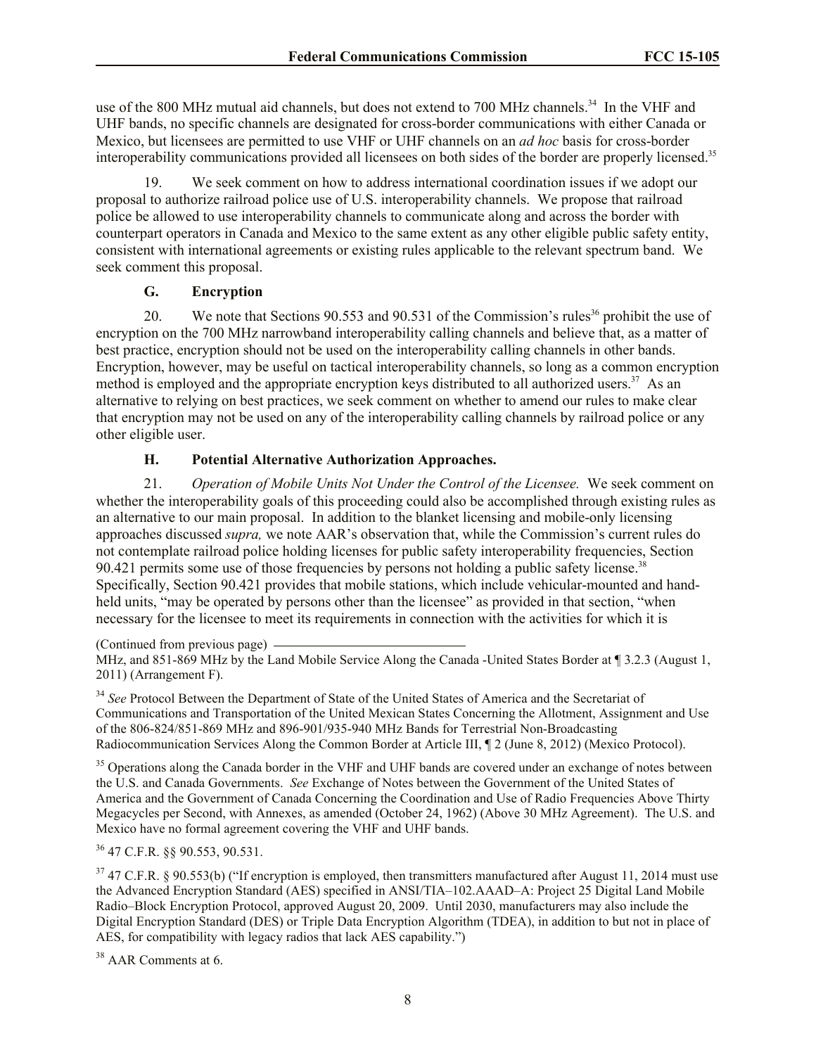use of the 800 MHz mutual aid channels, but does not extend to 700 MHz channels.[34] In the VHF and UHF bands, no specific channels are designated for cross-border communications with either Canada or Mexico, but licensees are permitted to use VHF or UHF channels on an *ad hoc* basis for cross-border interoperability communications provided all licensees on both sides of the border are properly licensed.[35]

19. We seek comment on how to address international coordination issues if we adopt our proposal to authorize railroad police use of U.S. interoperability channels. We propose that railroad police be allowed to use interoperability channels to communicate along and across the border with counterpart operators in Canada and Mexico to the same extent as any other eligible public safety entity, consistent with international agreements or existing rules applicable to the relevant spectrum band. We seek comment this proposal.

### G. Encryption

20. We note that Sections 90.553 and 90.531 of the Commission's rules[36] prohibit the use of encryption on the 700 MHz narrowband interoperability calling channels and believe that, as a matter of best practice, encryption should not be used on the interoperability calling channels in other bands. Encryption, however, may be useful on tactical interoperability channels, so long as a common encryption method is employed and the appropriate encryption keys distributed to all authorized users.[37] As an alternative to relying on best practices, we seek comment on whether to amend our rules to make clear that encryption may not be used on any of the interoperability calling channels by railroad police or any other eligible user.

### H. Potential Alternative Authorization Approaches.

21. *Operation of Mobile Units Not Under the Control of the Licensee.* We seek comment on whether the interoperability goals of this proceeding could also be accomplished through existing rules as an alternative to our main proposal. In addition to the blanket licensing and mobile-only licensing approaches discussed *supra,* we note AAR's observation that, while the Commission's current rules do not contemplate railroad police holding licenses for public safety interoperability frequencies, Section 90.421 permits some use of those frequencies by persons not holding a public safety license.[38] Specifically, Section 90.421 provides that mobile stations, which include vehicular-mounted and hand-held units, "may be operated by persons other than the licensee" as provided in that section, "when necessary for the licensee to meet its requirements in connection with the activities for which it is

---

(Continued from previous page)
MHz, and 851-869 MHz by the Land Mobile Service Along the Canada -United States Border at ¶ 3.2.3 (August 1, 2011) (Arrangement F).

[34] *See* Protocol Between the Department of State of the United States of America and the Secretariat of Communications and Transportation of the United Mexican States Concerning the Allotment, Assignment and Use of the 806-824/851-869 MHz and 896-901/935-940 MHz Bands for Terrestrial Non-Broadcasting Radiocommunication Services Along the Common Border at Article III, ¶ 2 (June 8, 2012) (Mexico Protocol).

[35] Operations along the Canada border in the VHF and UHF bands are covered under an exchange of notes between the U.S. and Canada Governments. *See* Exchange of Notes between the Government of the United States of America and the Government of Canada Concerning the Coordination and Use of Radio Frequencies Above Thirty Megacycles per Second, with Annexes, as amended (October 24, 1962) (Above 30 MHz Agreement). The U.S. and Mexico have no formal agreement covering the VHF and UHF bands.

[36] 47 C.F.R. §§ 90.553, 90.531.

[37] 47 C.F.R. § 90.553(b) ("If encryption is employed, then transmitters manufactured after August 11, 2014 must use the Advanced Encryption Standard (AES) specified in ANSI/TIA–102.AAAD–A: Project 25 Digital Land Mobile Radio–Block Encryption Protocol, approved August 20, 2009. Until 2030, manufacturers may also include the Digital Encryption Standard (DES) or Triple Data Encryption Algorithm (TDEA), in addition to but not in place of AES, for compatibility with legacy radios that lack AES capability.")

[38] AAR Comments at 6.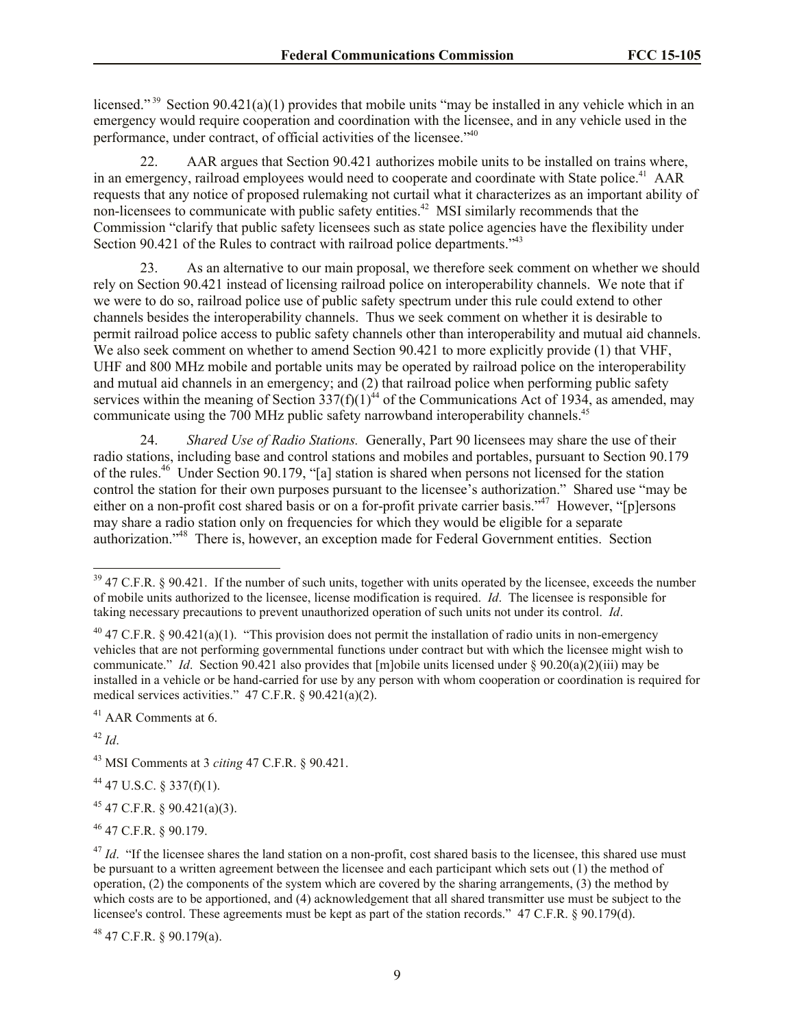licensed."[39] Section 90.421(a)(1) provides that mobile units "may be installed in any vehicle which in an emergency would require cooperation and coordination with the licensee, and in any vehicle used in the performance, under contract, of official activities of the licensee."[40]

22. AAR argues that Section 90.421 authorizes mobile units to be installed on trains where, in an emergency, railroad employees would need to cooperate and coordinate with State police.[41] AAR requests that any notice of proposed rulemaking not curtail what it characterizes as an important ability of non-licensees to communicate with public safety entities.[42] MSI similarly recommends that the Commission "clarify that public safety licensees such as state police agencies have the flexibility under Section 90.421 of the Rules to contract with railroad police departments."[43]

23. As an alternative to our main proposal, we therefore seek comment on whether we should rely on Section 90.421 instead of licensing railroad police on interoperability channels. We note that if we were to do so, railroad police use of public safety spectrum under this rule could extend to other channels besides the interoperability channels. Thus we seek comment on whether it is desirable to permit railroad police access to public safety channels other than interoperability and mutual aid channels. We also seek comment on whether to amend Section 90.421 to more explicitly provide (1) that VHF, UHF and 800 MHz mobile and portable units may be operated by railroad police on the interoperability and mutual aid channels in an emergency; and (2) that railroad police when performing public safety services within the meaning of Section 337(f)(1)[44] of the Communications Act of 1934, as amended, may communicate using the 700 MHz public safety narrowband interoperability channels.[45]

24. *Shared Use of Radio Stations.* Generally, Part 90 licensees may share the use of their radio stations, including base and control stations and mobiles and portables, pursuant to Section 90.179 of the rules.[46] Under Section 90.179, "[a] station is shared when persons not licensed for the station control the station for their own purposes pursuant to the licensee's authorization." Shared use "may be either on a non-profit cost shared basis or on a for-profit private carrier basis."[47] However, "[p]ersons may share a radio station only on frequencies for which they would be eligible for a separate authorization."[48] There is, however, an exception made for Federal Government entities. Section

---

[39] 47 C.F.R. § 90.421. If the number of such units, together with units operated by the licensee, exceeds the number of mobile units authorized to the licensee, license modification is required. *Id*. The licensee is responsible for taking necessary precautions to prevent unauthorized operation of such units not under its control. *Id*.

[40] 47 C.F.R. § 90.421(a)(1). "This provision does not permit the installation of radio units in non-emergency vehicles that are not performing governmental functions under contract but with which the licensee might wish to communicate." *Id*. Section 90.421 also provides that [m]obile units licensed under § 90.20(a)(2)(iii) may be installed in a vehicle or be hand-carried for use by any person with whom cooperation or coordination is required for medical services activities." 47 C.F.R. § 90.421(a)(2).

[41] AAR Comments at 6.

[42] *Id*.

[43] MSI Comments at 3 *citing* 47 C.F.R. § 90.421.

[44] 47 U.S.C. § 337(f)(1).

[45] 47 C.F.R. § 90.421(a)(3).

[46] 47 C.F.R. § 90.179.

[47] *Id*. "If the licensee shares the land station on a non-profit, cost shared basis to the licensee, this shared use must be pursuant to a written agreement between the licensee and each participant which sets out (1) the method of operation, (2) the components of the system which are covered by the sharing arrangements, (3) the method by which costs are to be apportioned, and (4) acknowledgement that all shared transmitter use must be subject to the licensee's control. These agreements must be kept as part of the station records." 47 C.F.R. § 90.179(d).

[48] 47 C.F.R. § 90.179(a).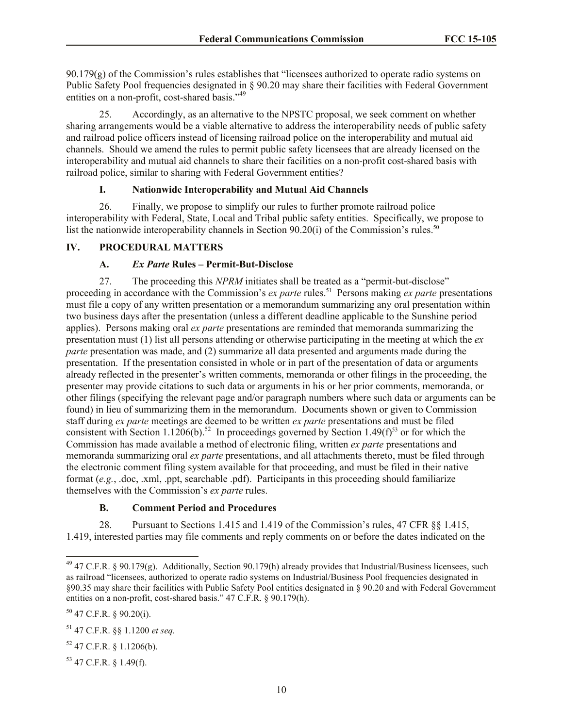90.179(g) of the Commission's rules establishes that "licensees authorized to operate radio systems on Public Safety Pool frequencies designated in § 90.20 may share their facilities with Federal Government entities on a non-profit, cost-shared basis."[49]

25. Accordingly, as an alternative to the NPSTC proposal, we seek comment on whether sharing arrangements would be a viable alternative to address the interoperability needs of public safety and railroad police officers instead of licensing railroad police on the interoperability and mutual aid channels. Should we amend the rules to permit public safety licensees that are already licensed on the interoperability and mutual aid channels to share their facilities on a non-profit cost-shared basis with railroad police, similar to sharing with Federal Government entities?

### I. Nationwide Interoperability and Mutual Aid Channels

26. Finally, we propose to simplify our rules to further promote railroad police interoperability with Federal, State, Local and Tribal public safety entities. Specifically, we propose to list the nationwide interoperability channels in Section 90.20(i) of the Commission's rules.[50]

## IV. PROCEDURAL MATTERS

### A. *Ex Parte* Rules – Permit-But-Disclose

27. The proceeding this *NPRM* initiates shall be treated as a "permit-but-disclose" proceeding in accordance with the Commission's *ex parte* rules.[51] Persons making *ex parte* presentations must file a copy of any written presentation or a memorandum summarizing any oral presentation within two business days after the presentation (unless a different deadline applicable to the Sunshine period applies). Persons making oral *ex parte* presentations are reminded that memoranda summarizing the presentation must (1) list all persons attending or otherwise participating in the meeting at which the *ex parte* presentation was made, and (2) summarize all data presented and arguments made during the presentation. If the presentation consisted in whole or in part of the presentation of data or arguments already reflected in the presenter's written comments, memoranda or other filings in the proceeding, the presenter may provide citations to such data or arguments in his or her prior comments, memoranda, or other filings (specifying the relevant page and/or paragraph numbers where such data or arguments can be found) in lieu of summarizing them in the memorandum. Documents shown or given to Commission staff during *ex parte* meetings are deemed to be written *ex parte* presentations and must be filed consistent with Section 1.1206(b).[52] In proceedings governed by Section 1.49(f)[53] or for which the Commission has made available a method of electronic filing, written *ex parte* presentations and memoranda summarizing oral *ex parte* presentations, and all attachments thereto, must be filed through the electronic comment filing system available for that proceeding, and must be filed in their native format (*e.g.*, .doc, .xml, .ppt, searchable .pdf). Participants in this proceeding should familiarize themselves with the Commission's *ex parte* rules.

### B. Comment Period and Procedures

28. Pursuant to Sections 1.415 and 1.419 of the Commission's rules, 47 CFR §§ 1.415, 1.419, interested parties may file comments and reply comments on or before the dates indicated on the

---

[49] 47 C.F.R. § 90.179(g). Additionally, Section 90.179(h) already provides that Industrial/Business licensees, such as railroad "licensees, authorized to operate radio systems on Industrial/Business Pool frequencies designated in §90.35 may share their facilities with Public Safety Pool entities designated in § 90.20 and with Federal Government entities on a non-profit, cost-shared basis." 47 C.F.R. § 90.179(h).

[50] 47 C.F.R. § 90.20(i).

[51] 47 C.F.R. §§ 1.1200 *et seq.*

[52] 47 C.F.R. § 1.1206(b).

[53] 47 C.F.R. § 1.49(f).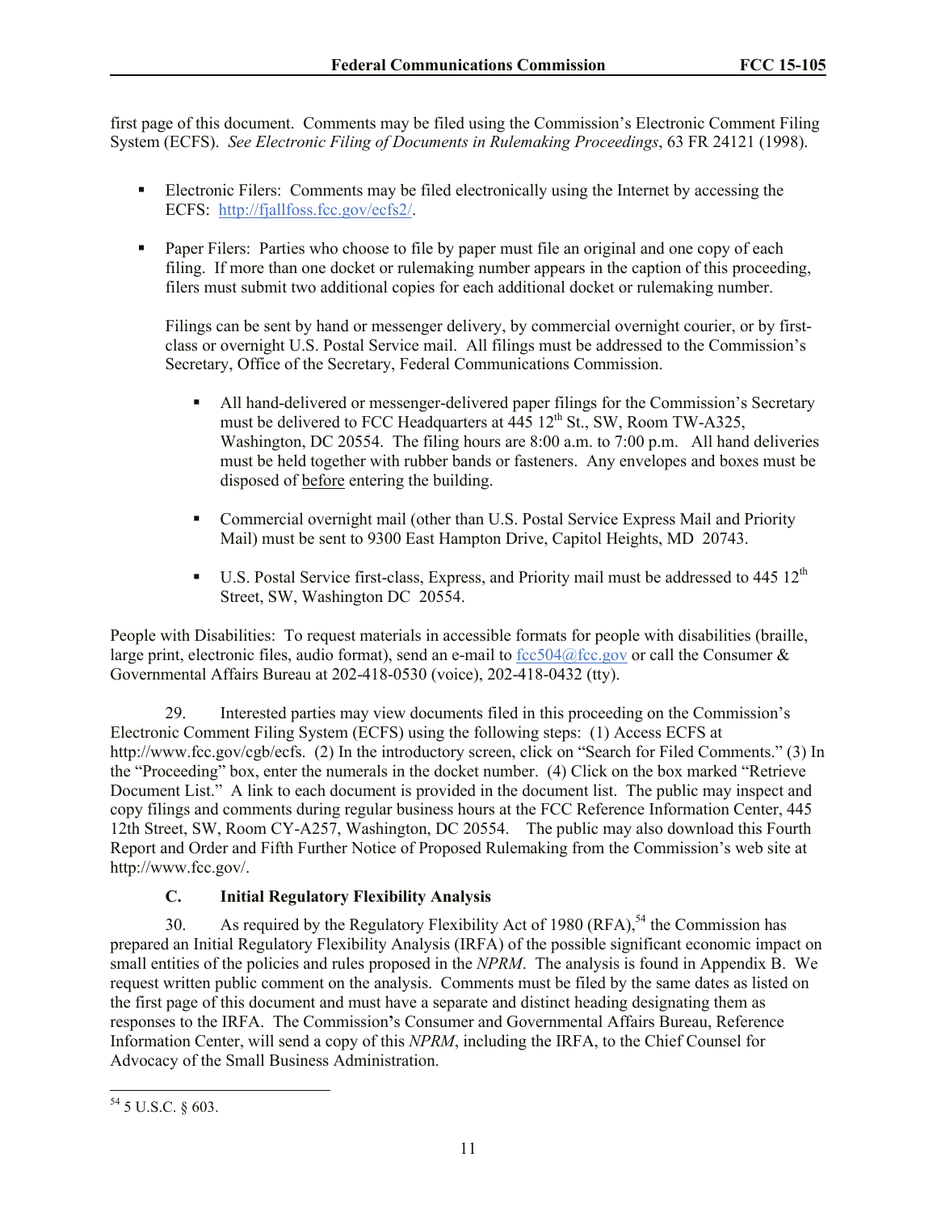first page of this document. Comments may be filed using the Commission's Electronic Comment Filing System (ECFS). *See Electronic Filing of Documents in Rulemaking Proceedings*, 63 FR 24121 (1998).

- Electronic Filers: Comments may be filed electronically using the Internet by accessing the ECFS: http://fjallfoss.fcc.gov/ecfs2/.

- Paper Filers: Parties who choose to file by paper must file an original and one copy of each filing. If more than one docket or rulemaking number appears in the caption of this proceeding, filers must submit two additional copies for each additional docket or rulemaking number.

  Filings can be sent by hand or messenger delivery, by commercial overnight courier, or by first-class or overnight U.S. Postal Service mail. All filings must be addressed to the Commission's Secretary, Office of the Secretary, Federal Communications Commission.

  - All hand-delivered or messenger-delivered paper filings for the Commission's Secretary must be delivered to FCC Headquarters at 445 12th St., SW, Room TW-A325, Washington, DC 20554. The filing hours are 8:00 a.m. to 7:00 p.m. All hand deliveries must be held together with rubber bands or fasteners. Any envelopes and boxes must be disposed of before entering the building.

  - Commercial overnight mail (other than U.S. Postal Service Express Mail and Priority Mail) must be sent to 9300 East Hampton Drive, Capitol Heights, MD 20743.

  - U.S. Postal Service first-class, Express, and Priority mail must be addressed to 445 12th Street, SW, Washington DC 20554.

People with Disabilities: To request materials in accessible formats for people with disabilities (braille, large print, electronic files, audio format), send an e-mail to fcc504@fcc.gov or call the Consumer & Governmental Affairs Bureau at 202-418-0530 (voice), 202-418-0432 (tty).

29. Interested parties may view documents filed in this proceeding on the Commission's Electronic Comment Filing System (ECFS) using the following steps: (1) Access ECFS at http://www.fcc.gov/cgb/ecfs. (2) In the introductory screen, click on "Search for Filed Comments." (3) In the "Proceeding" box, enter the numerals in the docket number. (4) Click on the box marked "Retrieve Document List." A link to each document is provided in the document list. The public may inspect and copy filings and comments during regular business hours at the FCC Reference Information Center, 445 12th Street, SW, Room CY-A257, Washington, DC 20554. The public may also download this Fourth Report and Order and Fifth Further Notice of Proposed Rulemaking from the Commission's web site at http://www.fcc.gov/.

### C. Initial Regulatory Flexibility Analysis

30. As required by the Regulatory Flexibility Act of 1980 (RFA),[54] the Commission has prepared an Initial Regulatory Flexibility Analysis (IRFA) of the possible significant economic impact on small entities of the policies and rules proposed in the *NPRM*. The analysis is found in Appendix B. We request written public comment on the analysis. Comments must be filed by the same dates as listed on the first page of this document and must have a separate and distinct heading designating them as responses to the IRFA. The Commission's Consumer and Governmental Affairs Bureau, Reference Information Center, will send a copy of this *NPRM*, including the IRFA, to the Chief Counsel for Advocacy of the Small Business Administration.

---

[54] 5 U.S.C. § 603.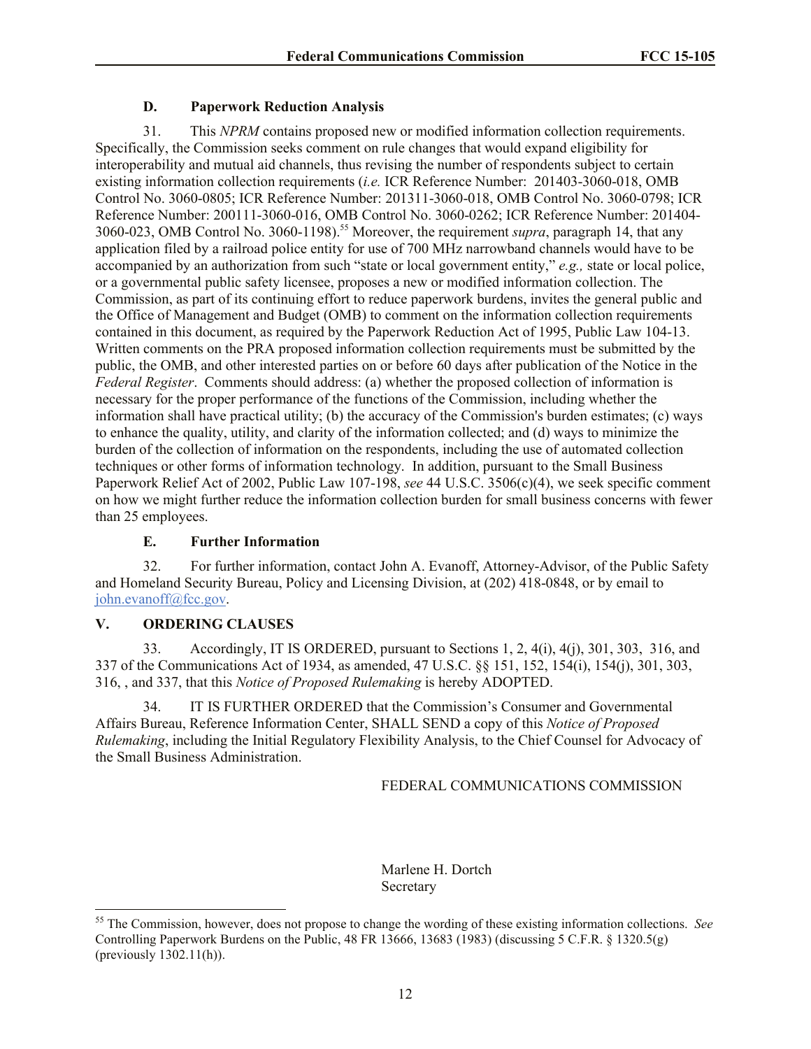### D. Paperwork Reduction Analysis

31. This *NPRM* contains proposed new or modified information collection requirements. Specifically, the Commission seeks comment on rule changes that would expand eligibility for interoperability and mutual aid channels, thus revising the number of respondents subject to certain existing information collection requirements (*i.e.* ICR Reference Number: 201403-3060-018, OMB Control No. 3060-0805; ICR Reference Number: 201311-3060-018, OMB Control No. 3060-0798; ICR Reference Number: 200111-3060-016, OMB Control No. 3060-0262; ICR Reference Number: 201404-3060-023, OMB Control No. 3060-1198).[55] Moreover, the requirement *supra*, paragraph 14, that any application filed by a railroad police entity for use of 700 MHz narrowband channels would have to be accompanied by an authorization from such "state or local government entity," *e.g.,* state or local police, or a governmental public safety licensee, proposes a new or modified information collection. The Commission, as part of its continuing effort to reduce paperwork burdens, invites the general public and the Office of Management and Budget (OMB) to comment on the information collection requirements contained in this document, as required by the Paperwork Reduction Act of 1995, Public Law 104-13. Written comments on the PRA proposed information collection requirements must be submitted by the public, the OMB, and other interested parties on or before 60 days after publication of the Notice in the *Federal Register*. Comments should address: (a) whether the proposed collection of information is necessary for the proper performance of the functions of the Commission, including whether the information shall have practical utility; (b) the accuracy of the Commission's burden estimates; (c) ways to enhance the quality, utility, and clarity of the information collected; and (d) ways to minimize the burden of the collection of information on the respondents, including the use of automated collection techniques or other forms of information technology. In addition, pursuant to the Small Business Paperwork Relief Act of 2002, Public Law 107-198, *see* 44 U.S.C. 3506(c)(4), we seek specific comment on how we might further reduce the information collection burden for small business concerns with fewer than 25 employees.

### E. Further Information

32. For further information, contact John A. Evanoff, Attorney-Advisor, of the Public Safety and Homeland Security Bureau, Policy and Licensing Division, at (202) 418-0848, or by email to john.evanoff@fcc.gov.

## V. ORDERING CLAUSES

33. Accordingly, IT IS ORDERED, pursuant to Sections 1, 2, 4(i), 4(j), 301, 303, 316, and 337 of the Communications Act of 1934, as amended, 47 U.S.C. §§ 151, 152, 154(i), 154(j), 301, 303, 316, , and 337, that this *Notice of Proposed Rulemaking* is hereby ADOPTED.

34. IT IS FURTHER ORDERED that the Commission's Consumer and Governmental Affairs Bureau, Reference Information Center, SHALL SEND a copy of this *Notice of Proposed Rulemaking*, including the Initial Regulatory Flexibility Analysis, to the Chief Counsel for Advocacy of the Small Business Administration.

FEDERAL COMMUNICATIONS COMMISSION

Marlene H. Dortch
Secretary

---

[55] The Commission, however, does not propose to change the wording of these existing information collections. *See* Controlling Paperwork Burdens on the Public, 48 FR 13666, 13683 (1983) (discussing 5 C.F.R. § 1320.5(g) (previously 1302.11(h)).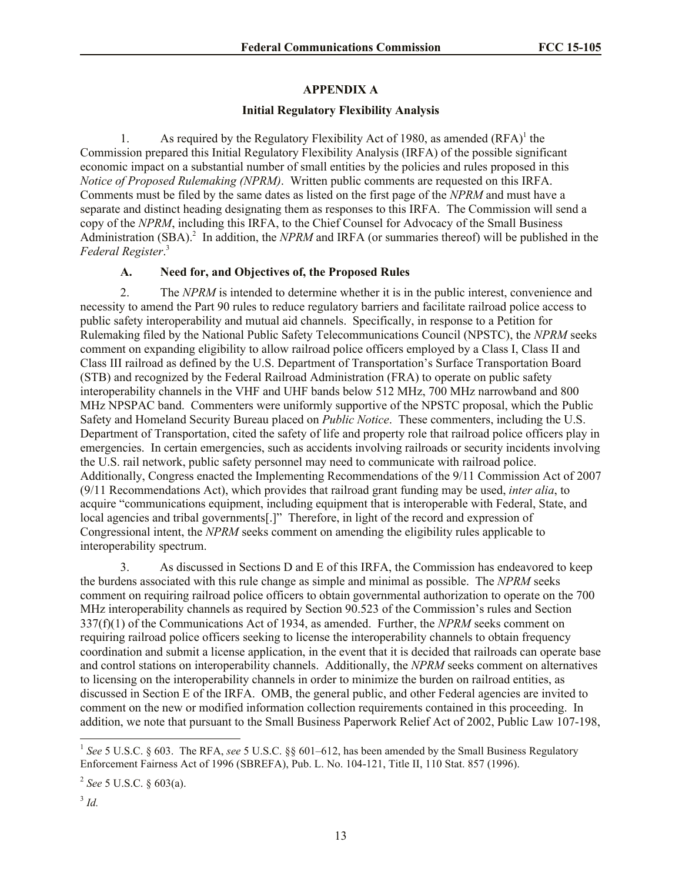## APPENDIX A

### Initial Regulatory Flexibility Analysis

1. As required by the Regulatory Flexibility Act of 1980, as amended (RFA)[1] the Commission prepared this Initial Regulatory Flexibility Analysis (IRFA) of the possible significant economic impact on a substantial number of small entities by the policies and rules proposed in this *Notice of Proposed Rulemaking (NPRM)*. Written public comments are requested on this IRFA. Comments must be filed by the same dates as listed on the first page of the *NPRM* and must have a separate and distinct heading designating them as responses to this IRFA. The Commission will send a copy of the *NPRM*, including this IRFA, to the Chief Counsel for Advocacy of the Small Business Administration (SBA).[2] In addition, the *NPRM* and IRFA (or summaries thereof) will be published in the *Federal Register*.[3]

#### A. Need for, and Objectives of, the Proposed Rules

2. The *NPRM* is intended to determine whether it is in the public interest, convenience and necessity to amend the Part 90 rules to reduce regulatory barriers and facilitate railroad police access to public safety interoperability and mutual aid channels. Specifically, in response to a Petition for Rulemaking filed by the National Public Safety Telecommunications Council (NPSTC), the *NPRM* seeks comment on expanding eligibility to allow railroad police officers employed by a Class I, Class II and Class III railroad as defined by the U.S. Department of Transportation's Surface Transportation Board (STB) and recognized by the Federal Railroad Administration (FRA) to operate on public safety interoperability channels in the VHF and UHF bands below 512 MHz, 700 MHz narrowband and 800 MHz NPSPAC band. Commenters were uniformly supportive of the NPSTC proposal, which the Public Safety and Homeland Security Bureau placed on *Public Notice*. These commenters, including the U.S. Department of Transportation, cited the safety of life and property role that railroad police officers play in emergencies. In certain emergencies, such as accidents involving railroads or security incidents involving the U.S. rail network, public safety personnel may need to communicate with railroad police. Additionally, Congress enacted the Implementing Recommendations of the 9/11 Commission Act of 2007 (9/11 Recommendations Act), which provides that railroad grant funding may be used, *inter alia*, to acquire "communications equipment, including equipment that is interoperable with Federal, State, and local agencies and tribal governments[.]" Therefore, in light of the record and expression of Congressional intent, the *NPRM* seeks comment on amending the eligibility rules applicable to interoperability spectrum.

3. As discussed in Sections D and E of this IRFA, the Commission has endeavored to keep the burdens associated with this rule change as simple and minimal as possible. The *NPRM* seeks comment on requiring railroad police officers to obtain governmental authorization to operate on the 700 MHz interoperability channels as required by Section 90.523 of the Commission's rules and Section 337(f)(1) of the Communications Act of 1934, as amended. Further, the *NPRM* seeks comment on requiring railroad police officers seeking to license the interoperability channels to obtain frequency coordination and submit a license application, in the event that it is decided that railroads can operate base and control stations on interoperability channels. Additionally, the *NPRM* seeks comment on alternatives to licensing on the interoperability channels in order to minimize the burden on railroad entities, as discussed in Section E of the IRFA. OMB, the general public, and other Federal agencies are invited to comment on the new or modified information collection requirements contained in this proceeding. In addition, we note that pursuant to the Small Business Paperwork Relief Act of 2002, Public Law 107-198,

---

[1] *See* 5 U.S.C. § 603. The RFA, *see* 5 U.S.C. §§ 601–612, has been amended by the Small Business Regulatory Enforcement Fairness Act of 1996 (SBREFA), Pub. L. No. 104-121, Title II, 110 Stat. 857 (1996).

[2] *See* 5 U.S.C. § 603(a).

[3] *Id.*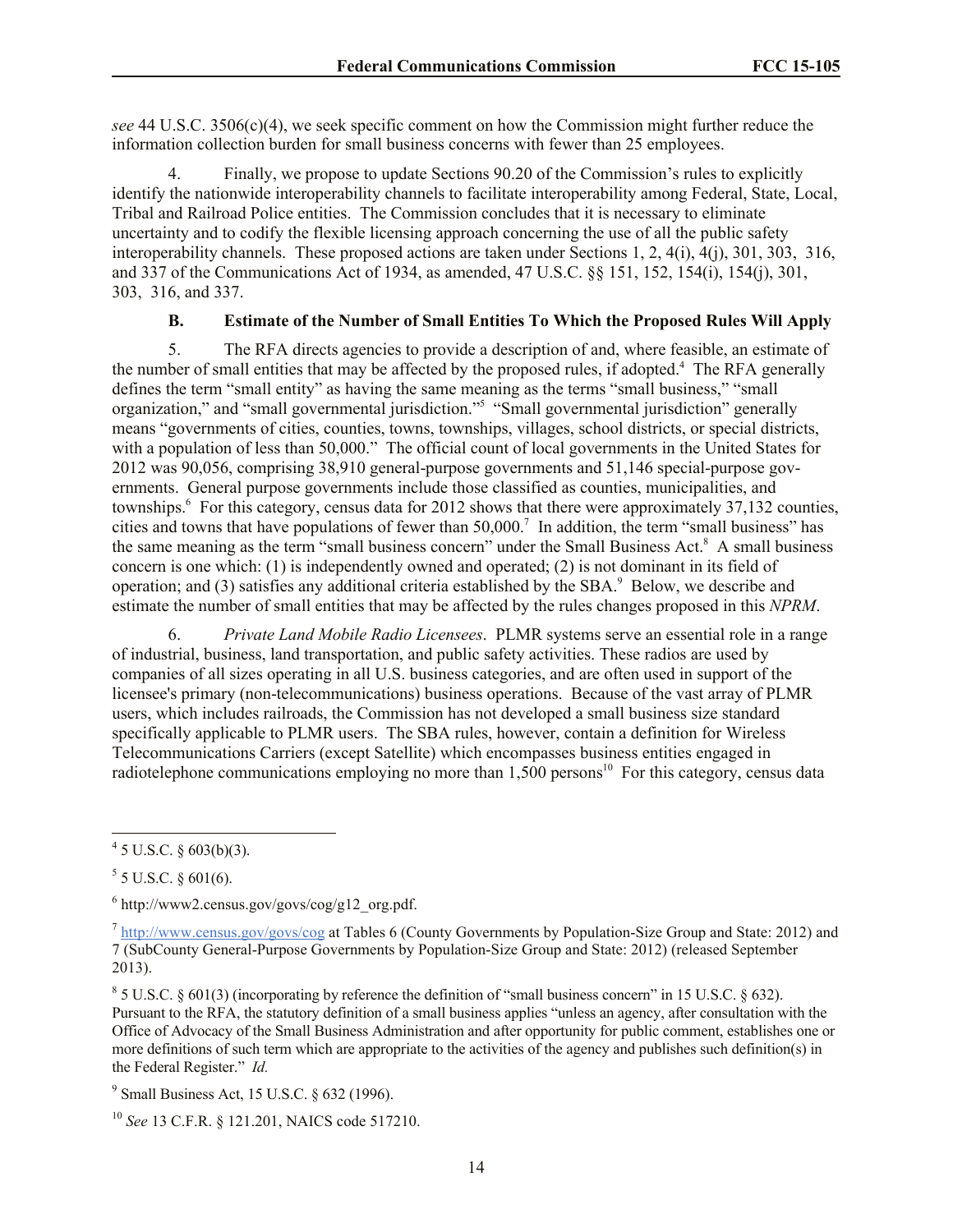*see* 44 U.S.C. 3506(c)(4), we seek specific comment on how the Commission might further reduce the information collection burden for small business concerns with fewer than 25 employees.

4. Finally, we propose to update Sections 90.20 of the Commission's rules to explicitly identify the nationwide interoperability channels to facilitate interoperability among Federal, State, Local, Tribal and Railroad Police entities. The Commission concludes that it is necessary to eliminate uncertainty and to codify the flexible licensing approach concerning the use of all the public safety interoperability channels. These proposed actions are taken under Sections 1, 2, 4(i), 4(j), 301, 303, 316, and 337 of the Communications Act of 1934, as amended, 47 U.S.C. §§ 151, 152, 154(i), 154(j), 301, 303, 316, and 337.

### B. Estimate of the Number of Small Entities To Which the Proposed Rules Will Apply

5. The RFA directs agencies to provide a description of and, where feasible, an estimate of the number of small entities that may be affected by the proposed rules, if adopted.[4] The RFA generally defines the term "small entity" as having the same meaning as the terms "small business," "small organization," and "small governmental jurisdiction."[5] "Small governmental jurisdiction" generally means "governments of cities, counties, towns, townships, villages, school districts, or special districts, with a population of less than 50,000." The official count of local governments in the United States for 2012 was 90,056, comprising 38,910 general-purpose governments and 51,146 special-purpose governments. General purpose governments include those classified as counties, municipalities, and townships.[6] For this category, census data for 2012 shows that there were approximately 37,132 counties, cities and towns that have populations of fewer than 50,000.[7] In addition, the term "small business" has the same meaning as the term "small business concern" under the Small Business Act.[8] A small business concern is one which: (1) is independently owned and operated; (2) is not dominant in its field of operation; and (3) satisfies any additional criteria established by the SBA.[9] Below, we describe and estimate the number of small entities that may be affected by the rules changes proposed in this *NPRM*.

6. *Private Land Mobile Radio Licensees*. PLMR systems serve an essential role in a range of industrial, business, land transportation, and public safety activities. These radios are used by companies of all sizes operating in all U.S. business categories, and are often used in support of the licensee's primary (non-telecommunications) business operations. Because of the vast array of PLMR users, which includes railroads, the Commission has not developed a small business size standard specifically applicable to PLMR users. The SBA rules, however, contain a definition for Wireless Telecommunications Carriers (except Satellite) which encompasses business entities engaged in radiotelephone communications employing no more than 1,500 persons[10] For this category, census data

---

[4] 5 U.S.C. § 603(b)(3).

[5] 5 U.S.C. § 601(6).

[6] http://www2.census.gov/govs/cog/g12_org.pdf.

[7] http://www.census.gov/govs/cog at Tables 6 (County Governments by Population-Size Group and State: 2012) and 7 (SubCounty General-Purpose Governments by Population-Size Group and State: 2012) (released September 2013).

[8] 5 U.S.C. § 601(3) (incorporating by reference the definition of "small business concern" in 15 U.S.C. § 632). Pursuant to the RFA, the statutory definition of a small business applies "unless an agency, after consultation with the Office of Advocacy of the Small Business Administration and after opportunity for public comment, establishes one or more definitions of such term which are appropriate to the activities of the agency and publishes such definition(s) in the Federal Register." *Id.*

[9] Small Business Act, 15 U.S.C. § 632 (1996).

[10] *See* 13 C.F.R. § 121.201, NAICS code 517210.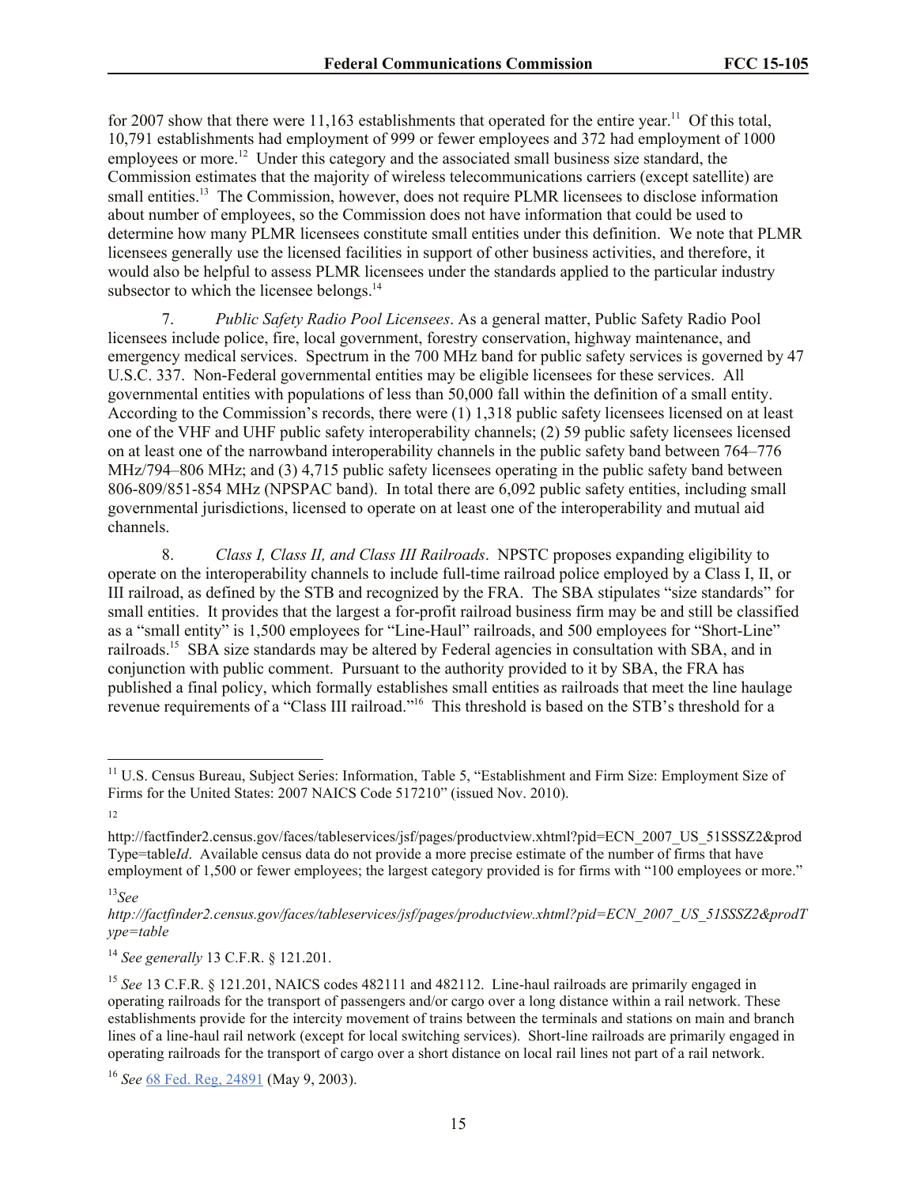for 2007 show that there were 11,163 establishments that operated for the entire year.[11] Of this total, 10,791 establishments had employment of 999 or fewer employees and 372 had employment of 1000 employees or more.[12] Under this category and the associated small business size standard, the Commission estimates that the majority of wireless telecommunications carriers (except satellite) are small entities.[13] The Commission, however, does not require PLMR licensees to disclose information about number of employees, so the Commission does not have information that could be used to determine how many PLMR licensees constitute small entities under this definition. We note that PLMR licensees generally use the licensed facilities in support of other business activities, and therefore, it would also be helpful to assess PLMR licensees under the standards applied to the particular industry subsector to which the licensee belongs.[14]

7. *Public Safety Radio Pool Licensees*. As a general matter, Public Safety Radio Pool licensees include police, fire, local government, forestry conservation, highway maintenance, and emergency medical services. Spectrum in the 700 MHz band for public safety services is governed by 47 U.S.C. 337. Non-Federal governmental entities may be eligible licensees for these services. All governmental entities with populations of less than 50,000 fall within the definition of a small entity. According to the Commission's records, there were (1) 1,318 public safety licensees licensed on at least one of the VHF and UHF public safety interoperability channels; (2) 59 public safety licensees licensed on at least one of the narrowband interoperability channels in the public safety band between 764–776 MHz/794–806 MHz; and (3) 4,715 public safety licensees operating in the public safety band between 806-809/851-854 MHz (NPSPAC band). In total there are 6,092 public safety entities, including small governmental jurisdictions, licensed to operate on at least one of the interoperability and mutual aid channels.

8. *Class I, Class II, and Class III Railroads*. NPSTC proposes expanding eligibility to operate on the interoperability channels to include full-time railroad police employed by a Class I, II, or III railroad, as defined by the STB and recognized by the FRA. The SBA stipulates "size standards" for small entities. It provides that the largest a for-profit railroad business firm may be and still be classified as a "small entity" is 1,500 employees for "Line-Haul" railroads, and 500 employees for "Short-Line" railroads.[15] SBA size standards may be altered by Federal agencies in consultation with SBA, and in conjunction with public comment. Pursuant to the authority provided to it by SBA, the FRA has published a final policy, which formally establishes small entities as railroads that meet the line haulage revenue requirements of a "Class III railroad."[16] This threshold is based on the STB's threshold for a

---

[11] U.S. Census Bureau, Subject Series: Information, Table 5, "Establishment and Firm Size: Employment Size of Firms for the United States: 2007 NAICS Code 517210" (issued Nov. 2010).

[12] http://factfinder2.census.gov/faces/tableservices/jsf/pages/productview.xhtml?pid=ECN_2007_US_51SSSZ2&prodType=table*Id*. Available census data do not provide a more precise estimate of the number of firms that have employment of 1,500 or fewer employees; the largest category provided is for firms with "100 employees or more."

[13] *See http://factfinder2.census.gov/faces/tableservices/jsf/pages/productview.xhtml?pid=ECN_2007_US_51SSSZ2&prodType=table*

[14] *See generally* 13 C.F.R. § 121.201.

[15] *See* 13 C.F.R. § 121.201, NAICS codes 482111 and 482112. Line-haul railroads are primarily engaged in operating railroads for the transport of passengers and/or cargo over a long distance within a rail network. These establishments provide for the intercity movement of trains between the terminals and stations on main and branch lines of a line-haul rail network (except for local switching services). Short-line railroads are primarily engaged in operating railroads for the transport of cargo over a short distance on local rail lines not part of a rail network.

[16] *See* 68 Fed. Reg. 24891 (May 9, 2003).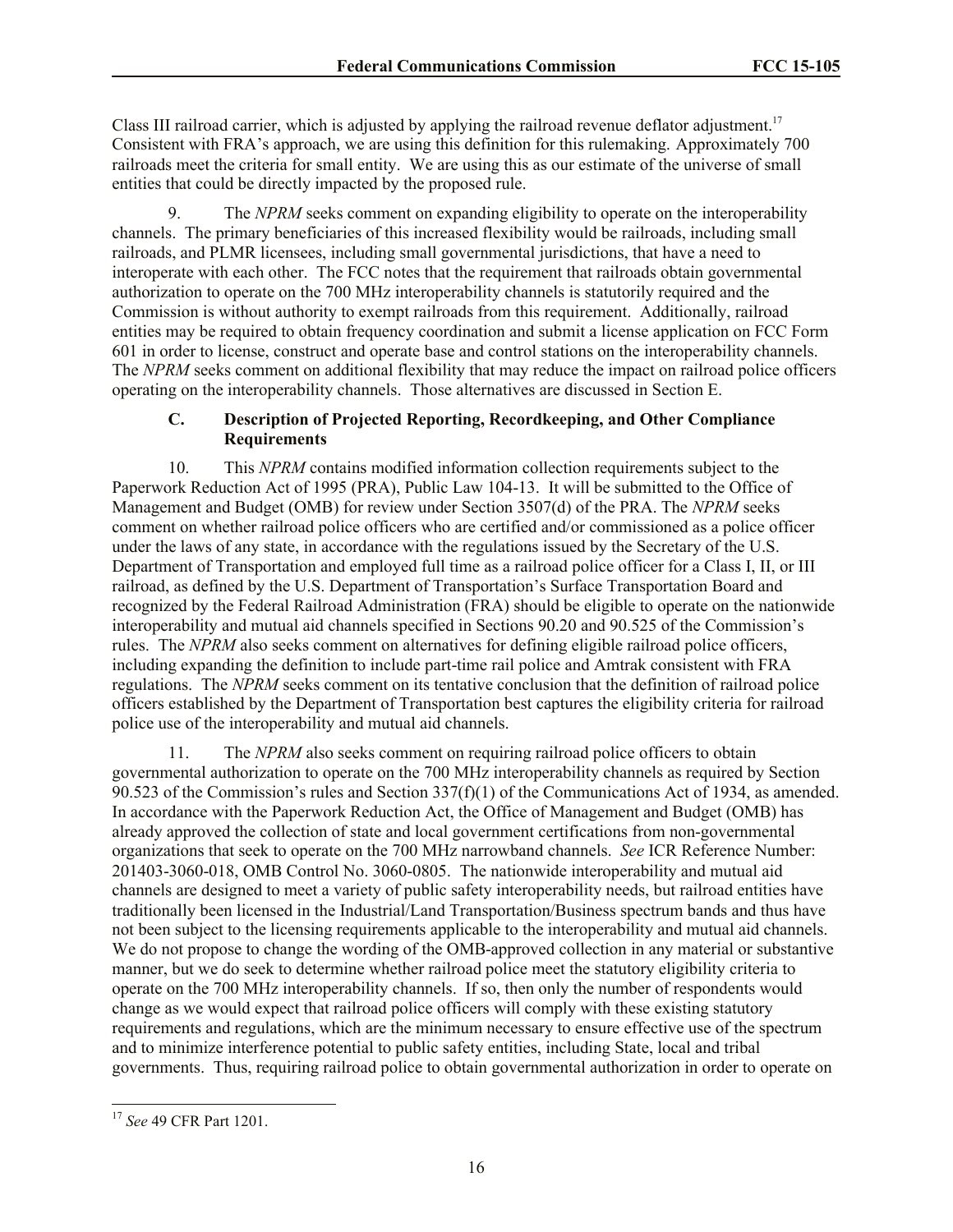Class III railroad carrier, which is adjusted by applying the railroad revenue deflator adjustment.[17] Consistent with FRA's approach, we are using this definition for this rulemaking. Approximately 700 railroads meet the criteria for small entity. We are using this as our estimate of the universe of small entities that could be directly impacted by the proposed rule.

9. The *NPRM* seeks comment on expanding eligibility to operate on the interoperability channels. The primary beneficiaries of this increased flexibility would be railroads, including small railroads, and PLMR licensees, including small governmental jurisdictions, that have a need to interoperate with each other. The FCC notes that the requirement that railroads obtain governmental authorization to operate on the 700 MHz interoperability channels is statutorily required and the Commission is without authority to exempt railroads from this requirement. Additionally, railroad entities may be required to obtain frequency coordination and submit a license application on FCC Form 601 in order to license, construct and operate base and control stations on the interoperability channels. The *NPRM* seeks comment on additional flexibility that may reduce the impact on railroad police officers operating on the interoperability channels. Those alternatives are discussed in Section E.

### C. Description of Projected Reporting, Recordkeeping, and Other Compliance Requirements

10. This *NPRM* contains modified information collection requirements subject to the Paperwork Reduction Act of 1995 (PRA), Public Law 104-13. It will be submitted to the Office of Management and Budget (OMB) for review under Section 3507(d) of the PRA. The *NPRM* seeks comment on whether railroad police officers who are certified and/or commissioned as a police officer under the laws of any state, in accordance with the regulations issued by the Secretary of the U.S. Department of Transportation and employed full time as a railroad police officer for a Class I, II, or III railroad, as defined by the U.S. Department of Transportation's Surface Transportation Board and recognized by the Federal Railroad Administration (FRA) should be eligible to operate on the nationwide interoperability and mutual aid channels specified in Sections 90.20 and 90.525 of the Commission's rules. The *NPRM* also seeks comment on alternatives for defining eligible railroad police officers, including expanding the definition to include part-time rail police and Amtrak consistent with FRA regulations. The *NPRM* seeks comment on its tentative conclusion that the definition of railroad police officers established by the Department of Transportation best captures the eligibility criteria for railroad police use of the interoperability and mutual aid channels.

11. The *NPRM* also seeks comment on requiring railroad police officers to obtain governmental authorization to operate on the 700 MHz interoperability channels as required by Section 90.523 of the Commission's rules and Section 337(f)(1) of the Communications Act of 1934, as amended. In accordance with the Paperwork Reduction Act, the Office of Management and Budget (OMB) has already approved the collection of state and local government certifications from non-governmental organizations that seek to operate on the 700 MHz narrowband channels. *See* ICR Reference Number: 201403-3060-018, OMB Control No. 3060-0805. The nationwide interoperability and mutual aid channels are designed to meet a variety of public safety interoperability needs, but railroad entities have traditionally been licensed in the Industrial/Land Transportation/Business spectrum bands and thus have not been subject to the licensing requirements applicable to the interoperability and mutual aid channels. We do not propose to change the wording of the OMB-approved collection in any material or substantive manner, but we do seek to determine whether railroad police meet the statutory eligibility criteria to operate on the 700 MHz interoperability channels. If so, then only the number of respondents would change as we would expect that railroad police officers will comply with these existing statutory requirements and regulations, which are the minimum necessary to ensure effective use of the spectrum and to minimize interference potential to public safety entities, including State, local and tribal governments. Thus, requiring railroad police to obtain governmental authorization in order to operate on

[17] *See* 49 CFR Part 1201.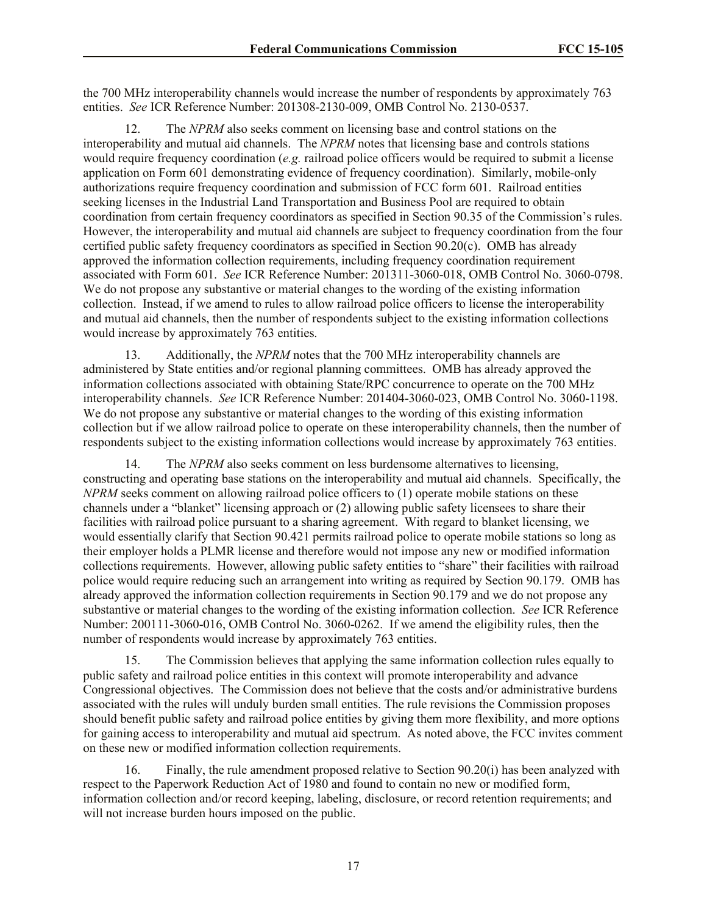the 700 MHz interoperability channels would increase the number of respondents by approximately 763 entities. *See* ICR Reference Number: 201308-2130-009, OMB Control No. 2130-0537.

12. The *NPRM* also seeks comment on licensing base and control stations on the interoperability and mutual aid channels. The *NPRM* notes that licensing base and controls stations would require frequency coordination (*e.g.* railroad police officers would be required to submit a license application on Form 601 demonstrating evidence of frequency coordination). Similarly, mobile-only authorizations require frequency coordination and submission of FCC form 601. Railroad entities seeking licenses in the Industrial Land Transportation and Business Pool are required to obtain coordination from certain frequency coordinators as specified in Section 90.35 of the Commission's rules. However, the interoperability and mutual aid channels are subject to frequency coordination from the four certified public safety frequency coordinators as specified in Section 90.20(c). OMB has already approved the information collection requirements, including frequency coordination requirement associated with Form 601. *See* ICR Reference Number: 201311-3060-018, OMB Control No. 3060-0798. We do not propose any substantive or material changes to the wording of the existing information collection. Instead, if we amend to rules to allow railroad police officers to license the interoperability and mutual aid channels, then the number of respondents subject to the existing information collections would increase by approximately 763 entities.

13. Additionally, the *NPRM* notes that the 700 MHz interoperability channels are administered by State entities and/or regional planning committees. OMB has already approved the information collections associated with obtaining State/RPC concurrence to operate on the 700 MHz interoperability channels. *See* ICR Reference Number: 201404-3060-023, OMB Control No. 3060-1198. We do not propose any substantive or material changes to the wording of this existing information collection but if we allow railroad police to operate on these interoperability channels, then the number of respondents subject to the existing information collections would increase by approximately 763 entities.

14. The *NPRM* also seeks comment on less burdensome alternatives to licensing, constructing and operating base stations on the interoperability and mutual aid channels. Specifically, the *NPRM* seeks comment on allowing railroad police officers to (1) operate mobile stations on these channels under a "blanket" licensing approach or (2) allowing public safety licensees to share their facilities with railroad police pursuant to a sharing agreement. With regard to blanket licensing, we would essentially clarify that Section 90.421 permits railroad police to operate mobile stations so long as their employer holds a PLMR license and therefore would not impose any new or modified information collections requirements. However, allowing public safety entities to "share" their facilities with railroad police would require reducing such an arrangement into writing as required by Section 90.179. OMB has already approved the information collection requirements in Section 90.179 and we do not propose any substantive or material changes to the wording of the existing information collection. *See* ICR Reference Number: 200111-3060-016, OMB Control No. 3060-0262. If we amend the eligibility rules, then the number of respondents would increase by approximately 763 entities.

15. The Commission believes that applying the same information collection rules equally to public safety and railroad police entities in this context will promote interoperability and advance Congressional objectives. The Commission does not believe that the costs and/or administrative burdens associated with the rules will unduly burden small entities. The rule revisions the Commission proposes should benefit public safety and railroad police entities by giving them more flexibility, and more options for gaining access to interoperability and mutual aid spectrum. As noted above, the FCC invites comment on these new or modified information collection requirements.

16. Finally, the rule amendment proposed relative to Section 90.20(i) has been analyzed with respect to the Paperwork Reduction Act of 1980 and found to contain no new or modified form, information collection and/or record keeping, labeling, disclosure, or record retention requirements; and will not increase burden hours imposed on the public.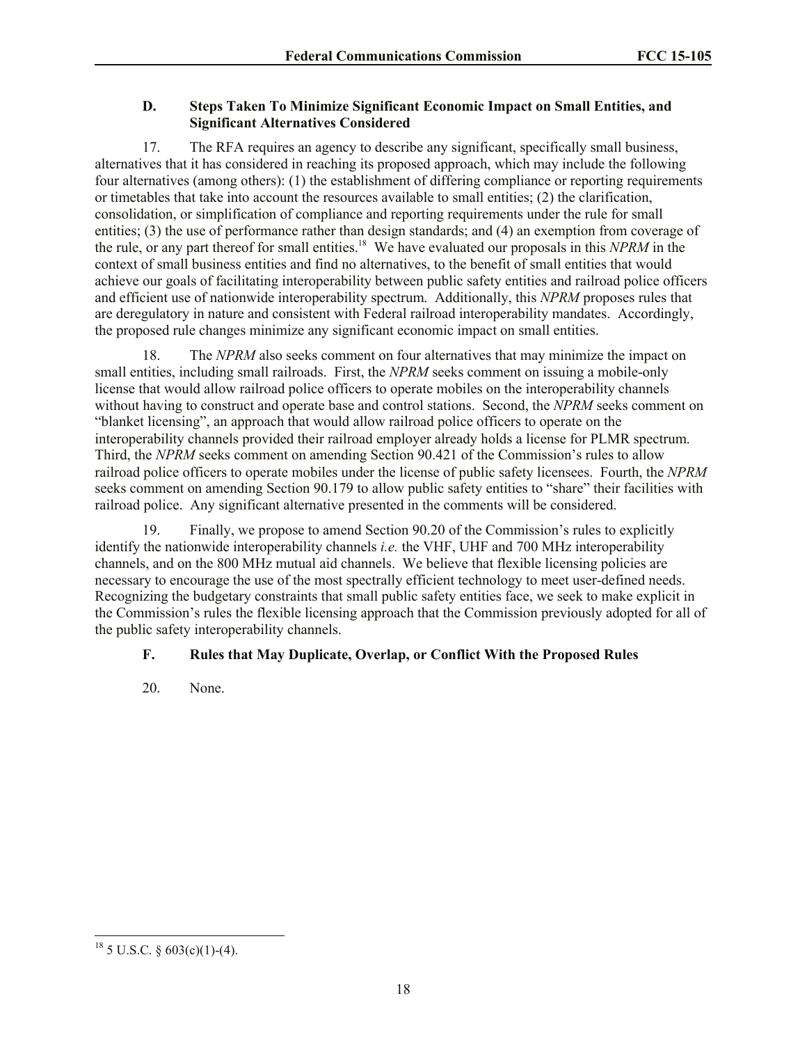### D. Steps Taken To Minimize Significant Economic Impact on Small Entities, and Significant Alternatives Considered

17. The RFA requires an agency to describe any significant, specifically small business, alternatives that it has considered in reaching its proposed approach, which may include the following four alternatives (among others): (1) the establishment of differing compliance or reporting requirements or timetables that take into account the resources available to small entities; (2) the clarification, consolidation, or simplification of compliance and reporting requirements under the rule for small entities; (3) the use of performance rather than design standards; and (4) an exemption from coverage of the rule, or any part thereof for small entities.[18] We have evaluated our proposals in this *NPRM* in the context of small business entities and find no alternatives, to the benefit of small entities that would achieve our goals of facilitating interoperability between public safety entities and railroad police officers and efficient use of nationwide interoperability spectrum. Additionally, this *NPRM* proposes rules that are deregulatory in nature and consistent with Federal railroad interoperability mandates. Accordingly, the proposed rule changes minimize any significant economic impact on small entities.

18. The *NPRM* also seeks comment on four alternatives that may minimize the impact on small entities, including small railroads. First, the *NPRM* seeks comment on issuing a mobile-only license that would allow railroad police officers to operate mobiles on the interoperability channels without having to construct and operate base and control stations. Second, the *NPRM* seeks comment on "blanket licensing", an approach that would allow railroad police officers to operate on the interoperability channels provided their railroad employer already holds a license for PLMR spectrum. Third, the *NPRM* seeks comment on amending Section 90.421 of the Commission's rules to allow railroad police officers to operate mobiles under the license of public safety licensees. Fourth, the *NPRM* seeks comment on amending Section 90.179 to allow public safety entities to "share" their facilities with railroad police. Any significant alternative presented in the comments will be considered.

19. Finally, we propose to amend Section 90.20 of the Commission's rules to explicitly identify the nationwide interoperability channels *i.e.* the VHF, UHF and 700 MHz interoperability channels, and on the 800 MHz mutual aid channels. We believe that flexible licensing policies are necessary to encourage the use of the most spectrally efficient technology to meet user-defined needs. Recognizing the budgetary constraints that small public safety entities face, we seek to make explicit in the Commission's rules the flexible licensing approach that the Commission previously adopted for all of the public safety interoperability channels.

### F. Rules that May Duplicate, Overlap, or Conflict With the Proposed Rules

20. None.

---

[18] 5 U.S.C. § 603(c)(1)-(4).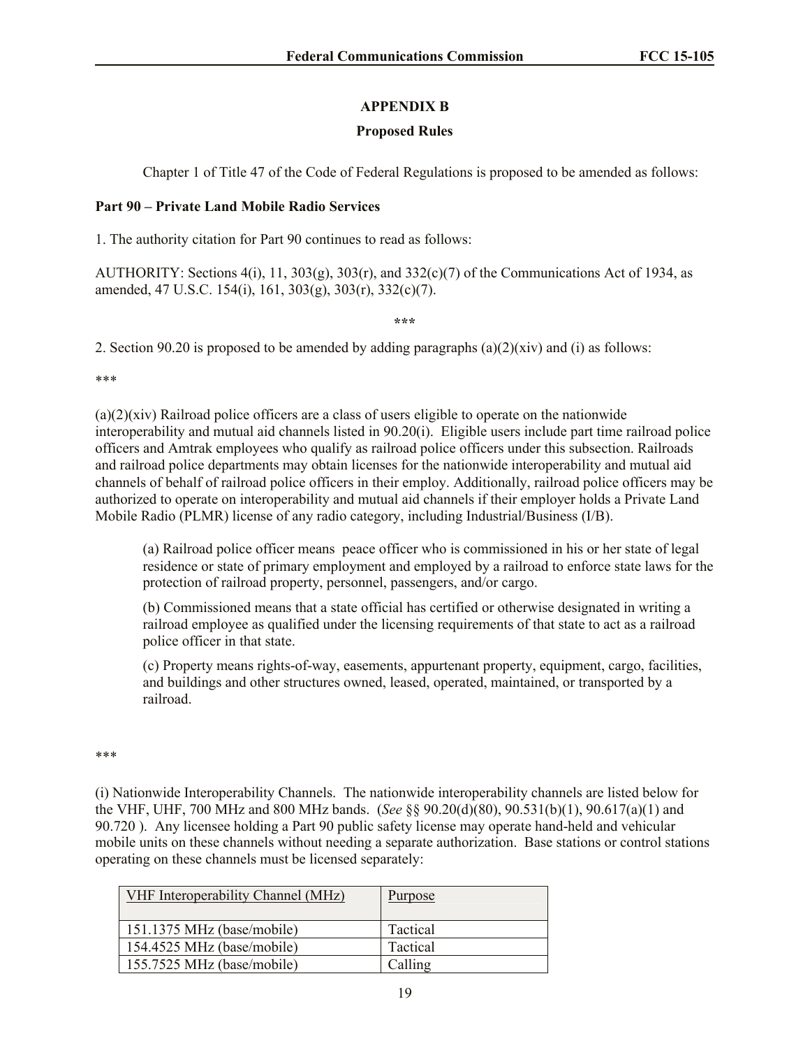## APPENDIX B

### Proposed Rules

Chapter 1 of Title 47 of the Code of Federal Regulations is proposed to be amended as follows:

**Part 90 – Private Land Mobile Radio Services**

1. The authority citation for Part 90 continues to read as follows:

AUTHORITY: Sections 4(i), 11, 303(g), 303(r), and 332(c)(7) of the Communications Act of 1934, as amended, 47 U.S.C. 154(i), 161, 303(g), 303(r), 332(c)(7).

***

2. Section 90.20 is proposed to be amended by adding paragraphs (a)(2)(xiv) and (i) as follows:

***

(a)(2)(xiv) Railroad police officers are a class of users eligible to operate on the nationwide interoperability and mutual aid channels listed in 90.20(i). Eligible users include part time railroad police officers and Amtrak employees who qualify as railroad police officers under this subsection. Railroads and railroad police departments may obtain licenses for the nationwide interoperability and mutual aid channels of behalf of railroad police officers in their employ. Additionally, railroad police officers may be authorized to operate on interoperability and mutual aid channels if their employer holds a Private Land Mobile Radio (PLMR) license of any radio category, including Industrial/Business (I/B).

> (a) Railroad police officer means peace officer who is commissioned in his or her state of legal residence or state of primary employment and employed by a railroad to enforce state laws for the protection of railroad property, personnel, passengers, and/or cargo.
>
> (b) Commissioned means that a state official has certified or otherwise designated in writing a railroad employee as qualified under the licensing requirements of that state to act as a railroad police officer in that state.
>
> (c) Property means rights-of-way, easements, appurtenant property, equipment, cargo, facilities, and buildings and other structures owned, leased, operated, maintained, or transported by a railroad.

***

(i) Nationwide Interoperability Channels. The nationwide interoperability channels are listed below for the VHF, UHF, 700 MHz and 800 MHz bands. (*See* §§ 90.20(d)(80), 90.531(b)(1), 90.617(a)(1) and 90.720 ). Any licensee holding a Part 90 public safety license may operate hand-held and vehicular mobile units on these channels without needing a separate authorization. Base stations or control stations operating on these channels must be licensed separately:

| VHF Interoperability Channel (MHz) | Purpose |
|---|---|
| 151.1375 MHz (base/mobile) | Tactical |
| 154.4525 MHz (base/mobile) | Tactical |
| 155.7525 MHz (base/mobile) | Calling |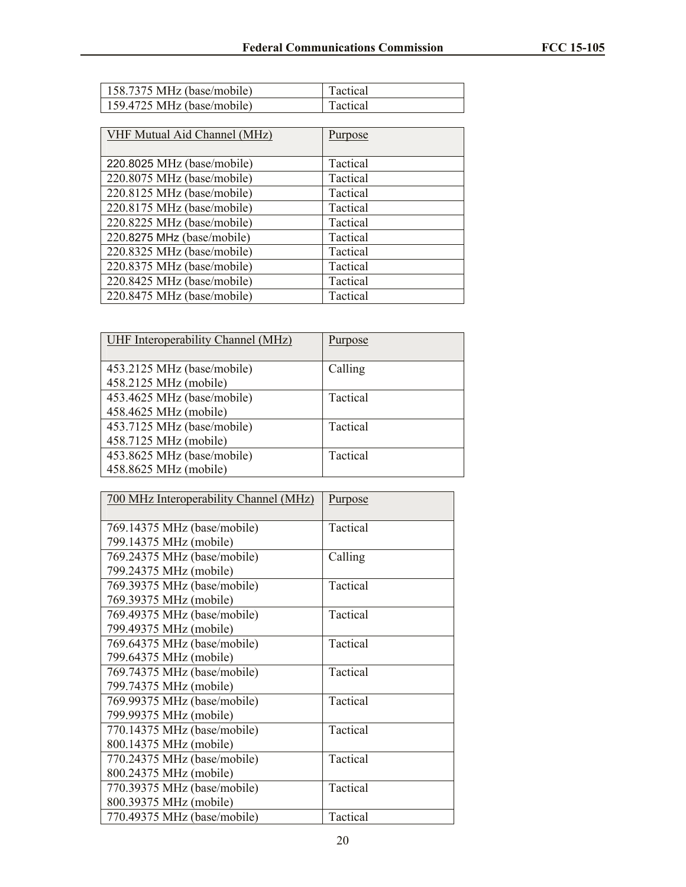| | |
|---|---|
| 158.7375 MHz (base/mobile) | Tactical |
| 159.4725 MHz (base/mobile) | Tactical |

| VHF Mutual Aid Channel (MHz) | Purpose |
|---|---|
| 220.8025 MHz (base/mobile) | Tactical |
| 220.8075 MHz (base/mobile) | Tactical |
| 220.8125 MHz (base/mobile) | Tactical |
| 220.8175 MHz (base/mobile) | Tactical |
| 220.8225 MHz (base/mobile) | Tactical |
| 220.8275 MHz (base/mobile) | Tactical |
| 220.8325 MHz (base/mobile) | Tactical |
| 220.8375 MHz (base/mobile) | Tactical |
| 220.8425 MHz (base/mobile) | Tactical |
| 220.8475 MHz (base/mobile) | Tactical |

| UHF Interoperability Channel (MHz) | Purpose |
|---|---|
| 453.2125 MHz (base/mobile)<br>458.2125 MHz (mobile) | Calling |
| 453.4625 MHz (base/mobile)<br>458.4625 MHz (mobile) | Tactical |
| 453.7125 MHz (base/mobile)<br>458.7125 MHz (mobile) | Tactical |
| 453.8625 MHz (base/mobile)<br>458.8625 MHz (mobile) | Tactical |

| 700 MHz Interoperability Channel (MHz) | Purpose |
|---|---|
| 769.14375 MHz (base/mobile)<br>799.14375 MHz (mobile) | Tactical |
| 769.24375 MHz (base/mobile)<br>799.24375 MHz (mobile) | Calling |
| 769.39375 MHz (base/mobile)<br>769.39375 MHz (mobile) | Tactical |
| 769.49375 MHz (base/mobile)<br>799.49375 MHz (mobile) | Tactical |
| 769.64375 MHz (base/mobile)<br>799.64375 MHz (mobile) | Tactical |
| 769.74375 MHz (base/mobile)<br>799.74375 MHz (mobile) | Tactical |
| 769.99375 MHz (base/mobile)<br>799.99375 MHz (mobile) | Tactical |
| 770.14375 MHz (base/mobile)<br>800.14375 MHz (mobile) | Tactical |
| 770.24375 MHz (base/mobile)<br>800.24375 MHz (mobile) | Tactical |
| 770.39375 MHz (base/mobile)<br>800.39375 MHz (mobile) | Tactical |
| 770.49375 MHz (base/mobile) | Tactical |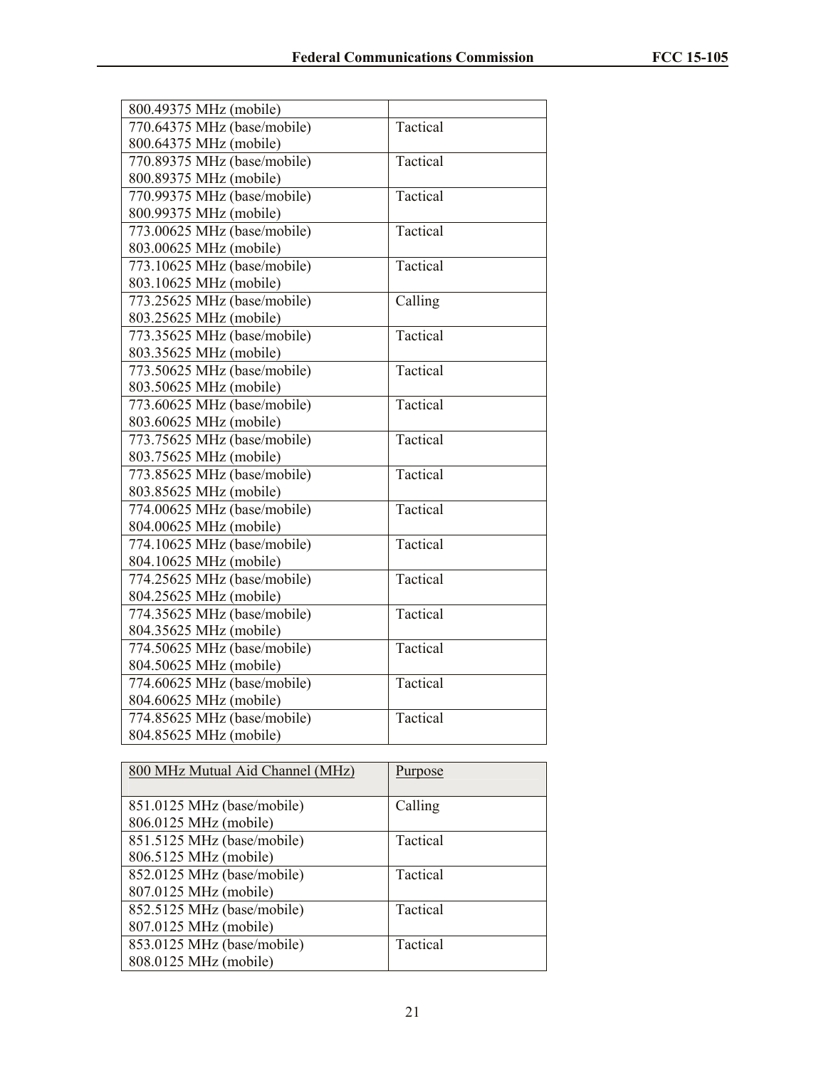| | |
|---|---|
| 800.49375 MHz (mobile) | |
| 770.64375 MHz (base/mobile)<br>800.64375 MHz (mobile) | Tactical |
| 770.89375 MHz (base/mobile)<br>800.89375 MHz (mobile) | Tactical |
| 770.99375 MHz (base/mobile)<br>800.99375 MHz (mobile) | Tactical |
| 773.00625 MHz (base/mobile)<br>803.00625 MHz (mobile) | Tactical |
| 773.10625 MHz (base/mobile)<br>803.10625 MHz (mobile) | Tactical |
| 773.25625 MHz (base/mobile)<br>803.25625 MHz (mobile) | Calling |
| 773.35625 MHz (base/mobile)<br>803.35625 MHz (mobile) | Tactical |
| 773.50625 MHz (base/mobile)<br>803.50625 MHz (mobile) | Tactical |
| 773.60625 MHz (base/mobile)<br>803.60625 MHz (mobile) | Tactical |
| 773.75625 MHz (base/mobile)<br>803.75625 MHz (mobile) | Tactical |
| 773.85625 MHz (base/mobile)<br>803.85625 MHz (mobile) | Tactical |
| 774.00625 MHz (base/mobile)<br>804.00625 MHz (mobile) | Tactical |
| 774.10625 MHz (base/mobile)<br>804.10625 MHz (mobile) | Tactical |
| 774.25625 MHz (base/mobile)<br>804.25625 MHz (mobile) | Tactical |
| 774.35625 MHz (base/mobile)<br>804.35625 MHz (mobile) | Tactical |
| 774.50625 MHz (base/mobile)<br>804.50625 MHz (mobile) | Tactical |
| 774.60625 MHz (base/mobile)<br>804.60625 MHz (mobile) | Tactical |
| 774.85625 MHz (base/mobile)<br>804.85625 MHz (mobile) | Tactical |

| 800 MHz Mutual Aid Channel (MHz) | Purpose |
|---|---|
| 851.0125 MHz (base/mobile)<br>806.0125 MHz (mobile) | Calling |
| 851.5125 MHz (base/mobile)<br>806.5125 MHz (mobile) | Tactical |
| 852.0125 MHz (base/mobile)<br>807.0125 MHz (mobile) | Tactical |
| 852.5125 MHz (base/mobile)<br>807.0125 MHz (mobile) | Tactical |
| 853.0125 MHz (base/mobile)<br>808.0125 MHz (mobile) | Tactical |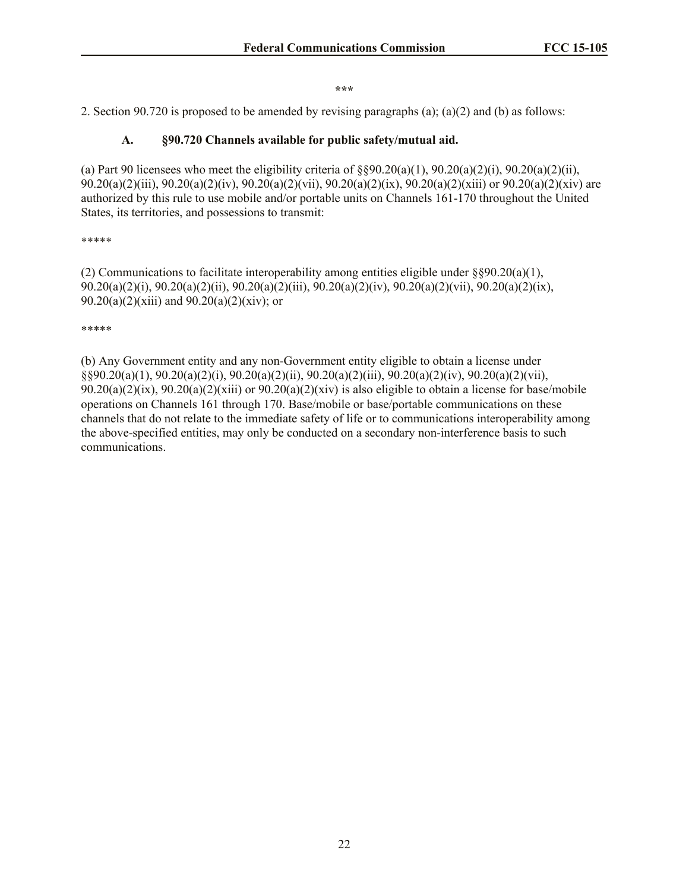\*\*\*

2. Section 90.720 is proposed to be amended by revising paragraphs (a); (a)(2) and (b) as follows:

### A. §90.720 Channels available for public safety/mutual aid.

(a) Part 90 licensees who meet the eligibility criteria of §§90.20(a)(1), 90.20(a)(2)(i), 90.20(a)(2)(ii), 90.20(a)(2)(iii), 90.20(a)(2)(iv), 90.20(a)(2)(vii), 90.20(a)(2)(ix), 90.20(a)(2)(xiii) or 90.20(a)(2)(xiv) are authorized by this rule to use mobile and/or portable units on Channels 161-170 throughout the United States, its territories, and possessions to transmit:

\*\*\*\*\*

(2) Communications to facilitate interoperability among entities eligible under §§90.20(a)(1), 90.20(a)(2)(i), 90.20(a)(2)(ii), 90.20(a)(2)(iii), 90.20(a)(2)(iv), 90.20(a)(2)(vii), 90.20(a)(2)(ix), 90.20(a)(2)(xiii) and 90.20(a)(2)(xiv); or

\*\*\*\*\*

(b) Any Government entity and any non-Government entity eligible to obtain a license under §§90.20(a)(1), 90.20(a)(2)(i), 90.20(a)(2)(ii), 90.20(a)(2)(iii), 90.20(a)(2)(iv), 90.20(a)(2)(vii), 90.20(a)(2)(ix), 90.20(a)(2)(xiii) or 90.20(a)(2)(xiv) is also eligible to obtain a license for base/mobile operations on Channels 161 through 170. Base/mobile or base/portable communications on these channels that do not relate to the immediate safety of life or to communications interoperability among the above-specified entities, may only be conducted on a secondary non-interference basis to such communications.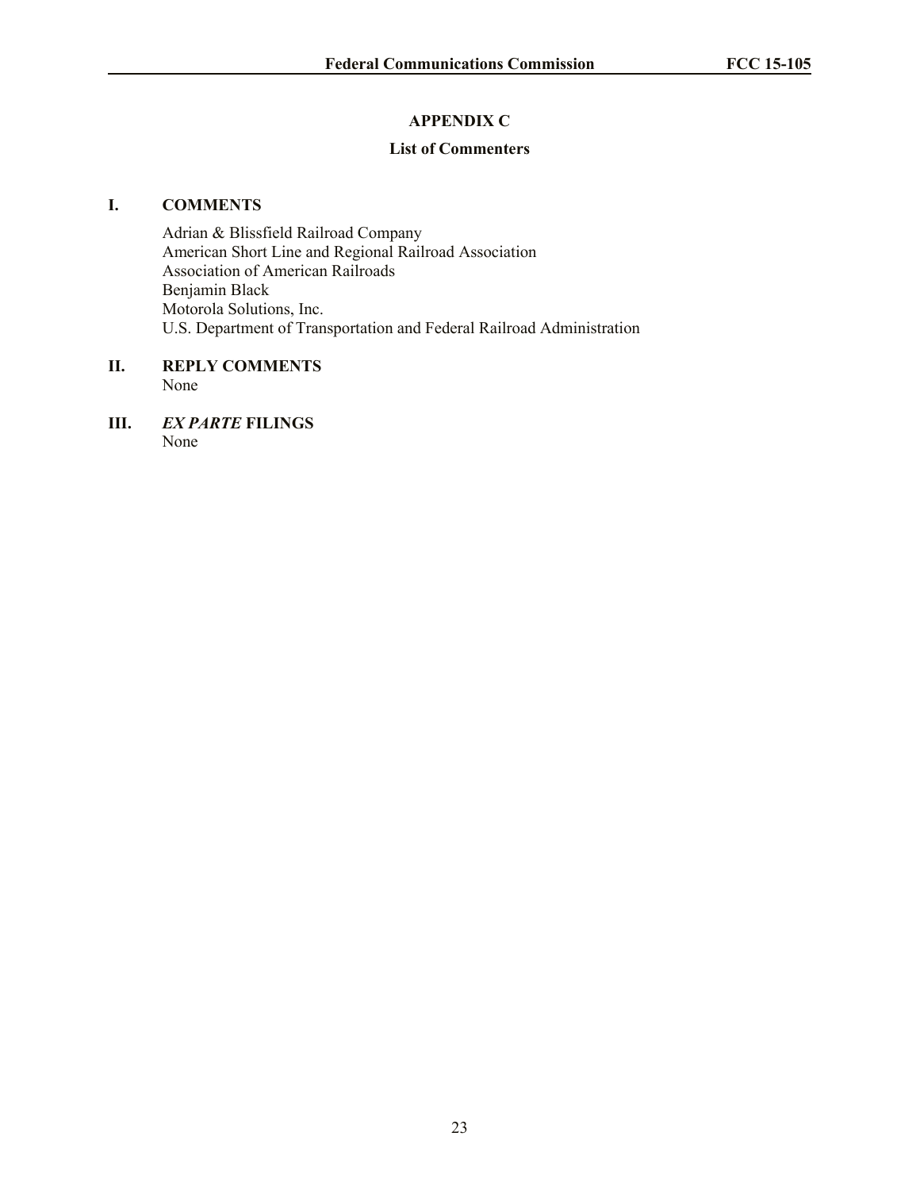# APPENDIX C

## List of Commenters

### I. COMMENTS

Adrian & Blissfield Railroad Company
American Short Line and Regional Railroad Association
Association of American Railroads
Benjamin Black
Motorola Solutions, Inc.
U.S. Department of Transportation and Federal Railroad Administration

### II. REPLY COMMENTS

None

### III. *EX PARTE* FILINGS

None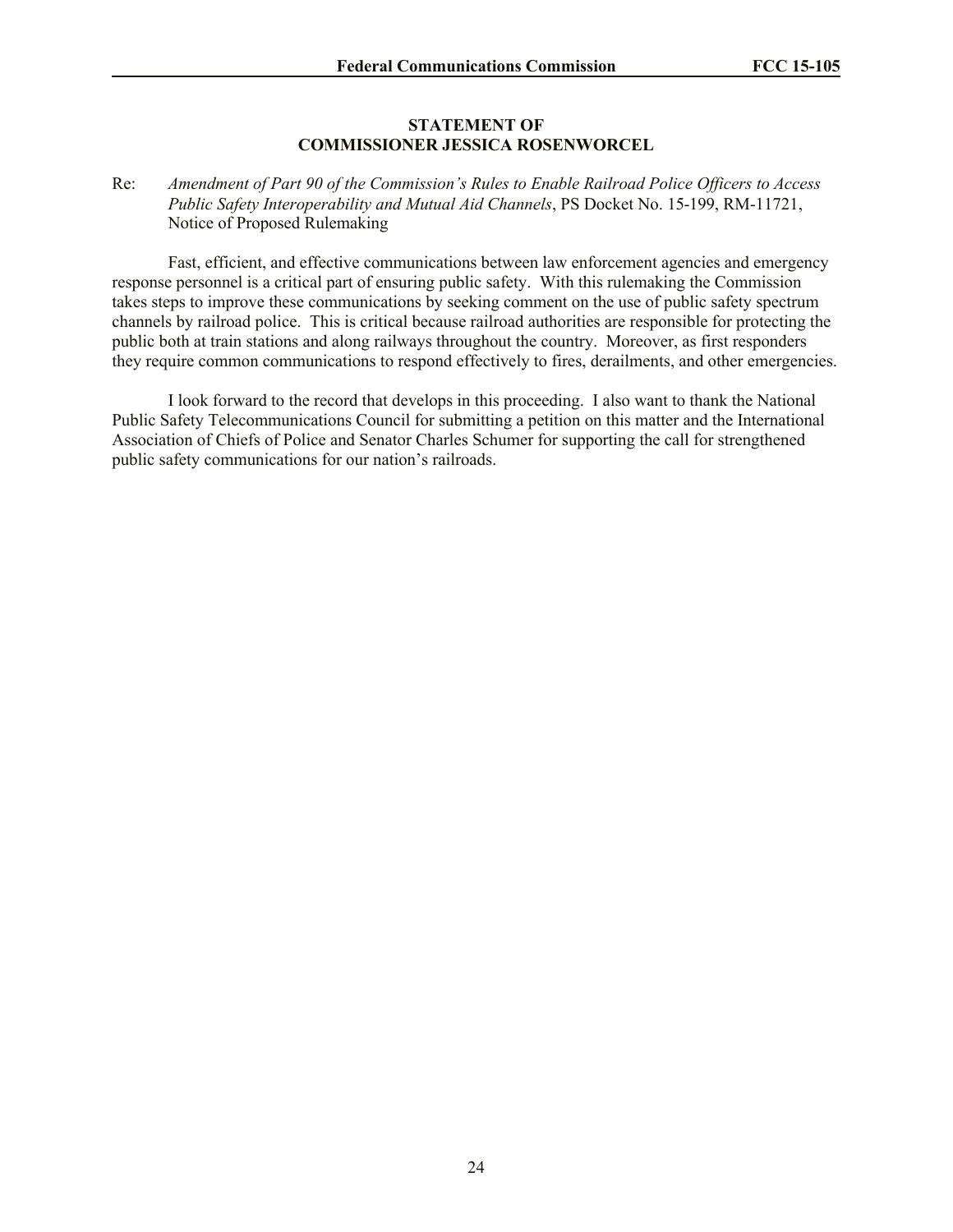**STATEMENT OF**
**COMMISSIONER JESSICA ROSENWORCEL**

Re: *Amendment of Part 90 of the Commission's Rules to Enable Railroad Police Officers to Access Public Safety Interoperability and Mutual Aid Channels*, PS Docket No. 15-199, RM-11721, Notice of Proposed Rulemaking

Fast, efficient, and effective communications between law enforcement agencies and emergency response personnel is a critical part of ensuring public safety. With this rulemaking the Commission takes steps to improve these communications by seeking comment on the use of public safety spectrum channels by railroad police. This is critical because railroad authorities are responsible for protecting the public both at train stations and along railways throughout the country. Moreover, as first responders they require common communications to respond effectively to fires, derailments, and other emergencies.

I look forward to the record that develops in this proceeding. I also want to thank the National Public Safety Telecommunications Council for submitting a petition on this matter and the International Association of Chiefs of Police and Senator Charles Schumer for supporting the call for strengthened public safety communications for our nation's railroads.